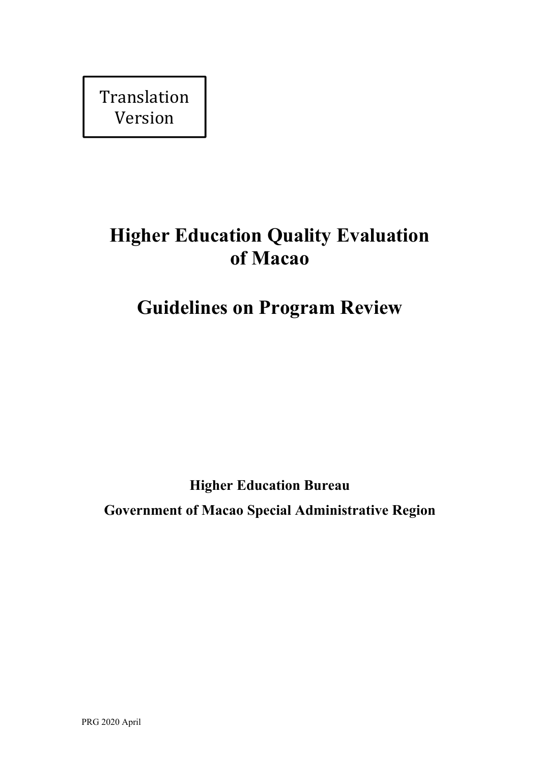Translation Version

# Higher Education Quality Evaluation of Macao

# Guidelines on Program Review

**Higher Education Bureau**

**Government of Macao Special Administrative Region**

PRG 2020 April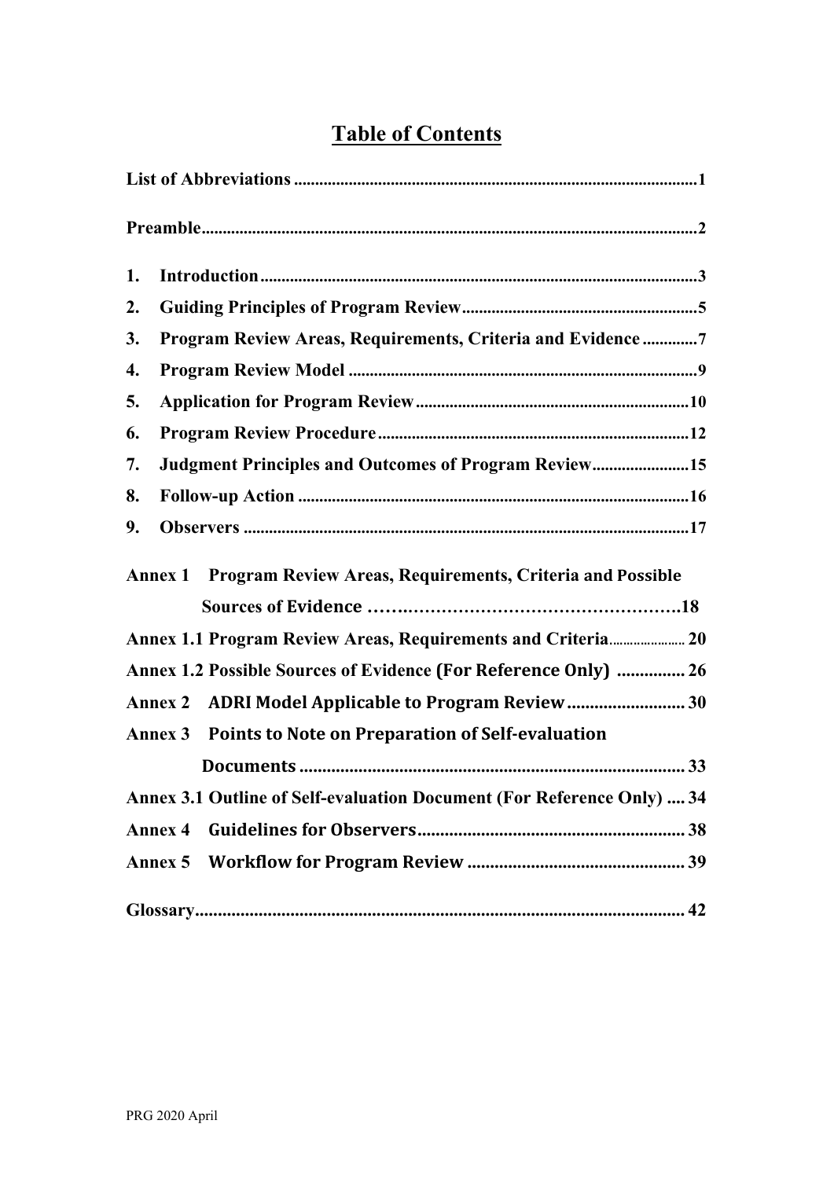# Table of Contents

**List of Abbreviations** ............................................................................................**1**

**Preamble**................................................................................................................**2**

1. **Introduction**......................................................................................................**3**
2. **Guiding Principles of Program Review**.......................................................**5**
3. **Program Review Areas, Requirements, Criteria and Evidence**............**7**
4. **Program Review Model** ..................................................................................**9**
5. **Application for Program Review**..................................................................**10**
6. **Program Review Procedure**...........................................................................**12**
7. **Judgment Principles and Outcomes of Program Review**.......................**15**
8. **Follow-up Action** ............................................................................................**16**
9. **Observers** .........................................................................................................**17**

**Annex 1 Program Review Areas, Requirements, Criteria and Possible Sources of Evidence** ……..…………………………………………..**18**

**Annex 1.1 Program Review Areas, Requirements and Criteria**..................... **20**

**Annex 1.2 Possible Sources of Evidence (For Reference Only)** ............... **26**

**Annex 2 ADRI Model Applicable to Program Review**.......................... **30**

**Annex 3 Points to Note on Preparation of Self-evaluation Documents** ...................................................................................... **33**

**Annex 3.1 Outline of Self-evaluation Document (For Reference Only)** .... **34**

**Annex 4 Guidelines for Observers**........................................................... **38**

**Annex 5 Workflow for Program Review** ................................................ **39**

**Glossary**.............................................................................................................. **42**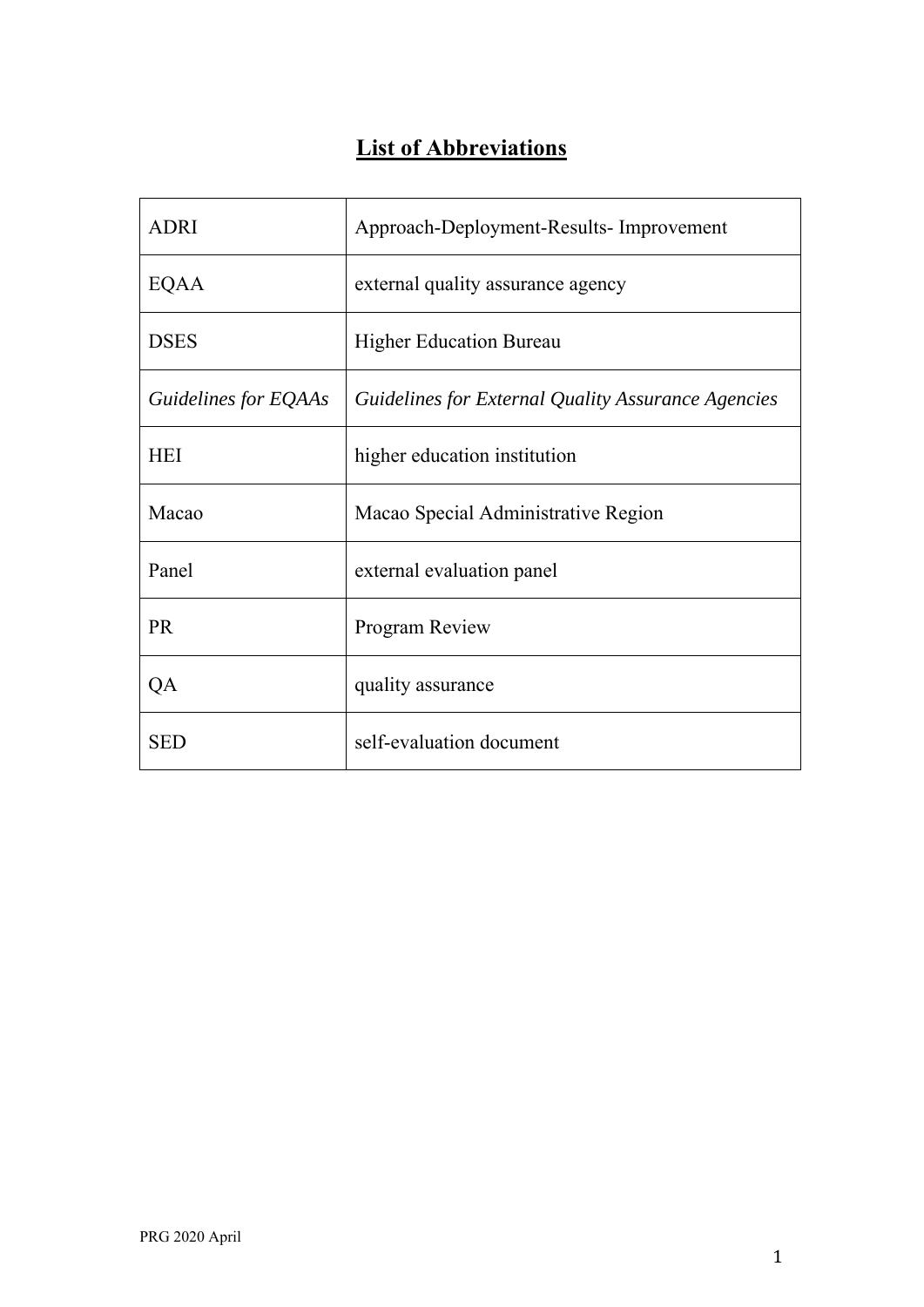# List of Abbreviations

| | |
|---|---|
| ADRI | Approach-Deployment-Results- Improvement |
| EQAA | external quality assurance agency |
| DSES | Higher Education Bureau |
| *Guidelines for EQAAs* | *Guidelines for External Quality Assurance Agencies* |
| HEI | higher education institution |
| Macao | Macao Special Administrative Region |
| Panel | external evaluation panel |
| PR | Program Review |
| QA | quality assurance |
| SED | self-evaluation document |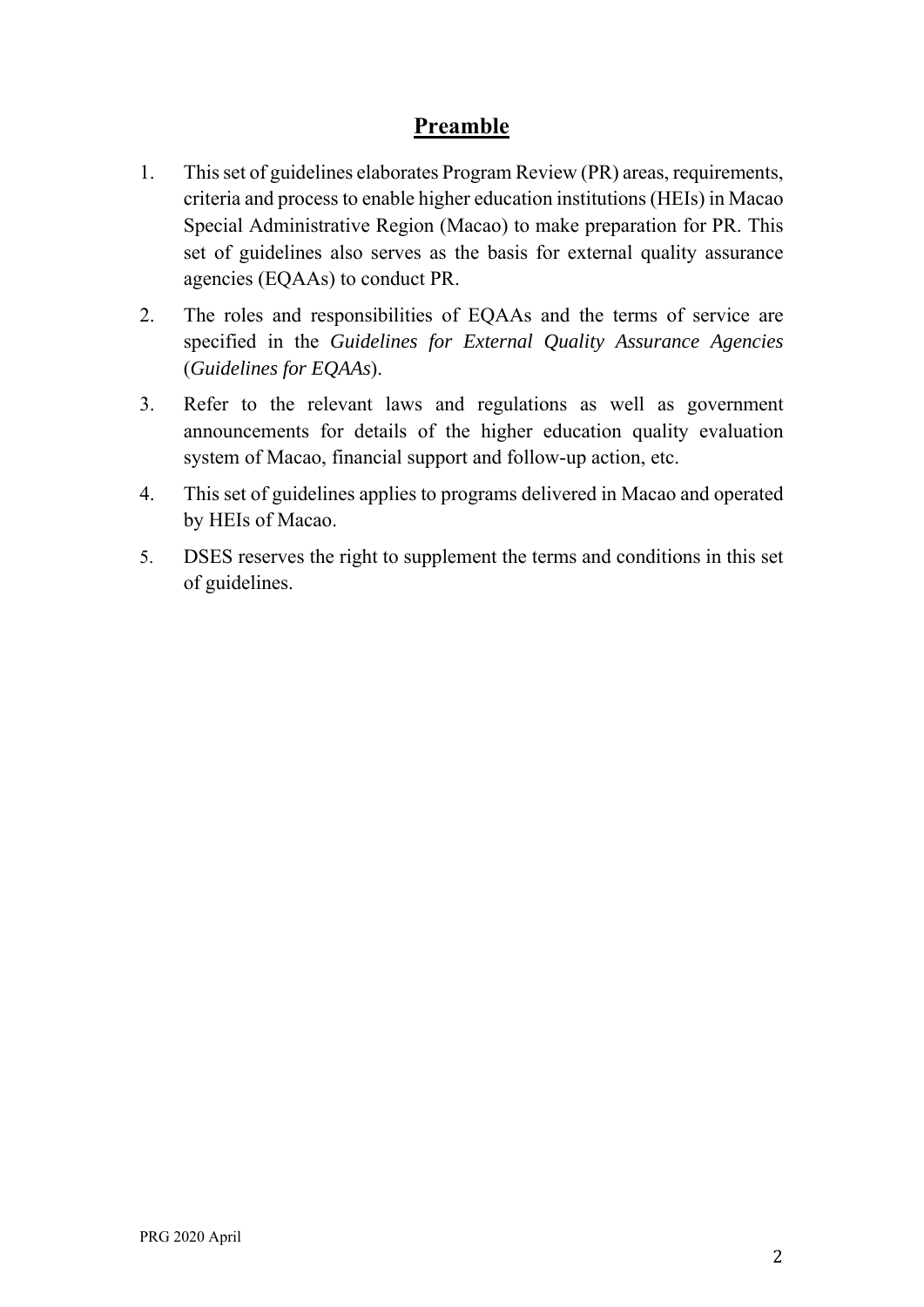# Preamble

1. This set of guidelines elaborates Program Review (PR) areas, requirements, criteria and process to enable higher education institutions (HEIs) in Macao Special Administrative Region (Macao) to make preparation for PR. This set of guidelines also serves as the basis for external quality assurance agencies (EQAAs) to conduct PR.
2. The roles and responsibilities of EQAAs and the terms of service are specified in the *Guidelines for External Quality Assurance Agencies* (*Guidelines for EQAAs*).
3. Refer to the relevant laws and regulations as well as government announcements for details of the higher education quality evaluation system of Macao, financial support and follow-up action, etc.
4. This set of guidelines applies to programs delivered in Macao and operated by HEIs of Macao.
5. DSES reserves the right to supplement the terms and conditions in this set of guidelines.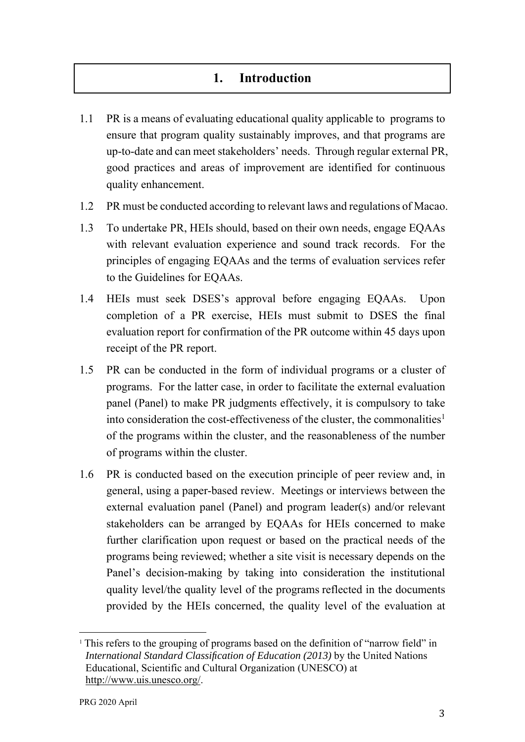# 1. Introduction

1.1 PR is a means of evaluating educational quality applicable to programs to ensure that program quality sustainably improves, and that programs are up-to-date and can meet stakeholders' needs. Through regular external PR, good practices and areas of improvement are identified for continuous quality enhancement.

1.2 PR must be conducted according to relevant laws and regulations of Macao.

1.3 To undertake PR, HEIs should, based on their own needs, engage EQAAs with relevant evaluation experience and sound track records. For the principles of engaging EQAAs and the terms of evaluation services refer to the Guidelines for EQAAs.

1.4 HEIs must seek DSES's approval before engaging EQAAs. Upon completion of a PR exercise, HEIs must submit to DSES the final evaluation report for confirmation of the PR outcome within 45 days upon receipt of the PR report.

1.5 PR can be conducted in the form of individual programs or a cluster of programs. For the latter case, in order to facilitate the external evaluation panel (Panel) to make PR judgments effectively, it is compulsory to take into consideration the cost-effectiveness of the cluster, the commonalities[1] of the programs within the cluster, and the reasonableness of the number of programs within the cluster.

1.6 PR is conducted based on the execution principle of peer review and, in general, using a paper-based review. Meetings or interviews between the external evaluation panel (Panel) and program leader(s) and/or relevant stakeholders can be arranged by EQAAs for HEIs concerned to make further clarification upon request or based on the practical needs of the programs being reviewed; whether a site visit is necessary depends on the Panel's decision-making by taking into consideration the institutional quality level/the quality level of the programs reflected in the documents provided by the HEIs concerned, the quality level of the evaluation at

---

[1] This refers to the grouping of programs based on the definition of "narrow field" in *International Standard Classification of Education (2013)* by the United Nations Educational, Scientific and Cultural Organization (UNESCO) at http://www.uis.unesco.org/.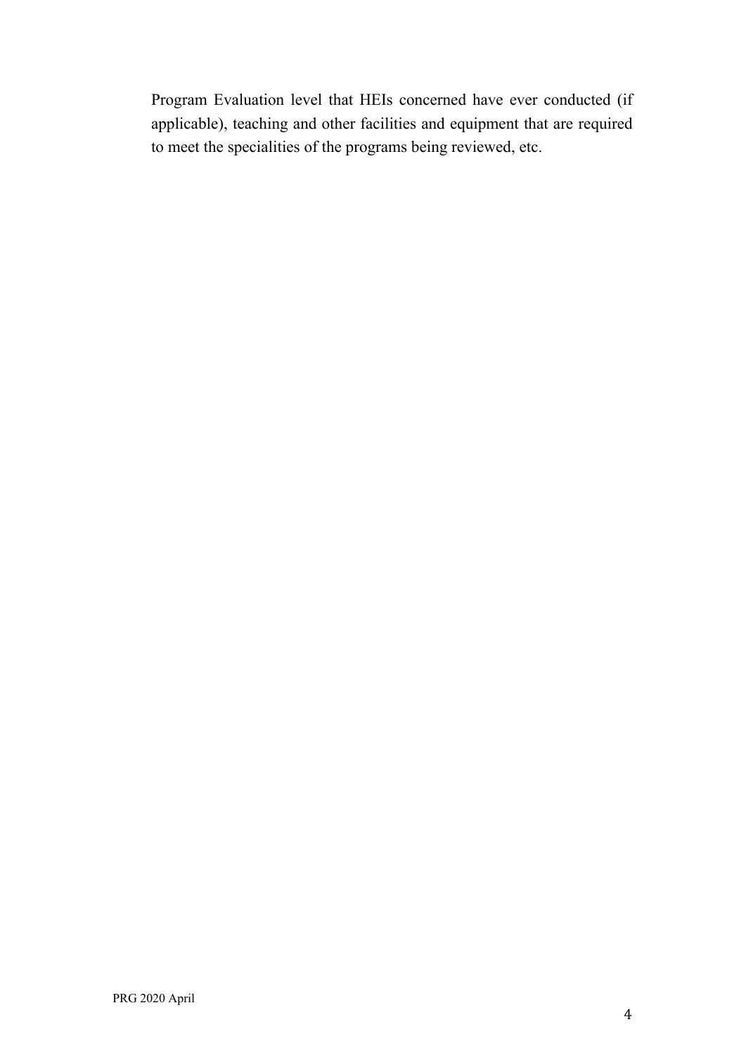Program Evaluation level that HEIs concerned have ever conducted (if applicable), teaching and other facilities and equipment that are required to meet the specialities of the programs being reviewed, etc.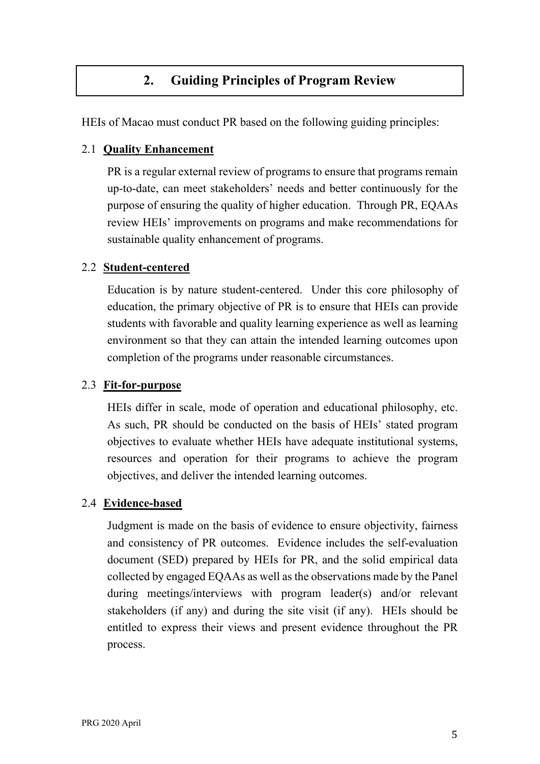## 2. Guiding Principles of Program Review

HEIs of Macao must conduct PR based on the following guiding principles:

### 2.1 **Quality Enhancement**

PR is a regular external review of programs to ensure that programs remain up-to-date, can meet stakeholders' needs and better continuously for the purpose of ensuring the quality of higher education. Through PR, EQAAs review HEIs' improvements on programs and make recommendations for sustainable quality enhancement of programs.

### 2.2 **Student-centered**

Education is by nature student-centered. Under this core philosophy of education, the primary objective of PR is to ensure that HEIs can provide students with favorable and quality learning experience as well as learning environment so that they can attain the intended learning outcomes upon completion of the programs under reasonable circumstances.

### 2.3 **Fit-for-purpose**

HEIs differ in scale, mode of operation and educational philosophy, etc. As such, PR should be conducted on the basis of HEIs' stated program objectives to evaluate whether HEIs have adequate institutional systems, resources and operation for their programs to achieve the program objectives, and deliver the intended learning outcomes.

### 2.4 **Evidence-based**

Judgment is made on the basis of evidence to ensure objectivity, fairness and consistency of PR outcomes. Evidence includes the self-evaluation document (SED) prepared by HEIs for PR, and the solid empirical data collected by engaged EQAAs as well as the observations made by the Panel during meetings/interviews with program leader(s) and/or relevant stakeholders (if any) and during the site visit (if any). HEIs should be entitled to express their views and present evidence throughout the PR process.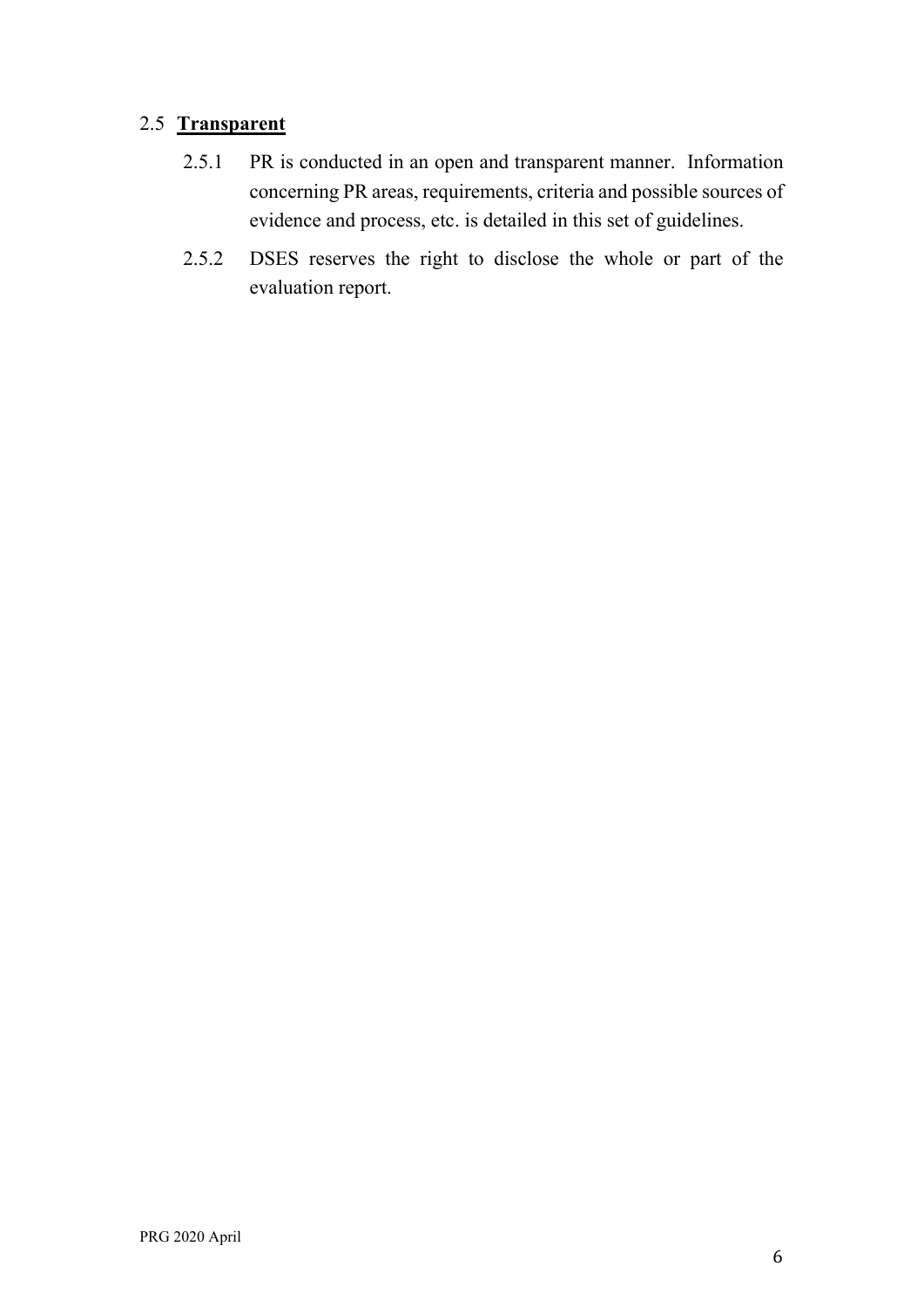## 2.5 **Transparent**

2.5.1 PR is conducted in an open and transparent manner. Information concerning PR areas, requirements, criteria and possible sources of evidence and process, etc. is detailed in this set of guidelines.

2.5.2 DSES reserves the right to disclose the whole or part of the evaluation report.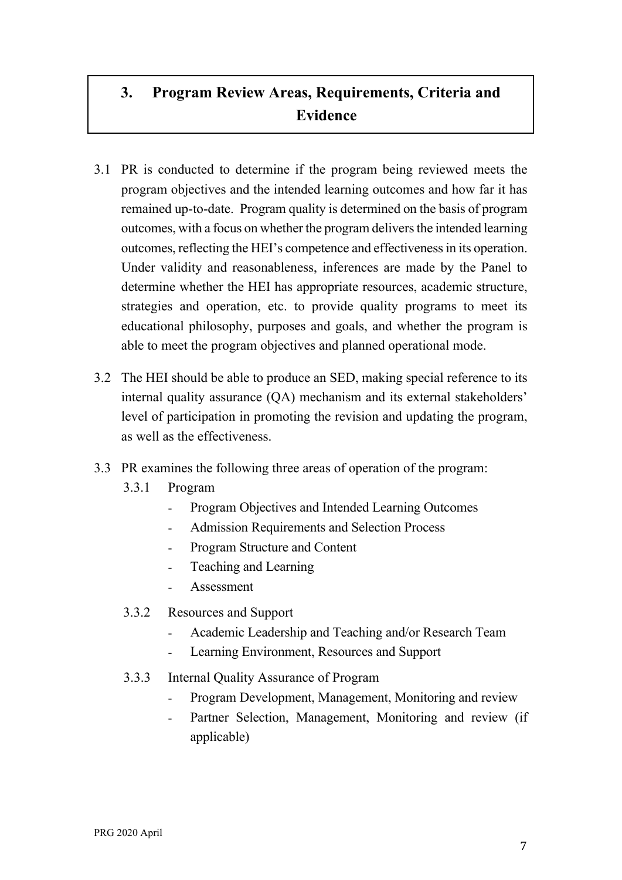# 3. Program Review Areas, Requirements, Criteria and Evidence

3.1 PR is conducted to determine if the program being reviewed meets the program objectives and the intended learning outcomes and how far it has remained up-to-date. Program quality is determined on the basis of program outcomes, with a focus on whether the program delivers the intended learning outcomes, reflecting the HEI's competence and effectiveness in its operation. Under validity and reasonableness, inferences are made by the Panel to determine whether the HEI has appropriate resources, academic structure, strategies and operation, etc. to provide quality programs to meet its educational philosophy, purposes and goals, and whether the program is able to meet the program objectives and planned operational mode.

3.2 The HEI should be able to produce an SED, making special reference to its internal quality assurance (QA) mechanism and its external stakeholders' level of participation in promoting the revision and updating the program, as well as the effectiveness.

3.3 PR examines the following three areas of operation of the program:

3.3.1 Program

- Program Objectives and Intended Learning Outcomes
- Admission Requirements and Selection Process
- Program Structure and Content
- Teaching and Learning
- Assessment

3.3.2 Resources and Support

- Academic Leadership and Teaching and/or Research Team
- Learning Environment, Resources and Support

3.3.3 Internal Quality Assurance of Program

- Program Development, Management, Monitoring and review
- Partner Selection, Management, Monitoring and review (if applicable)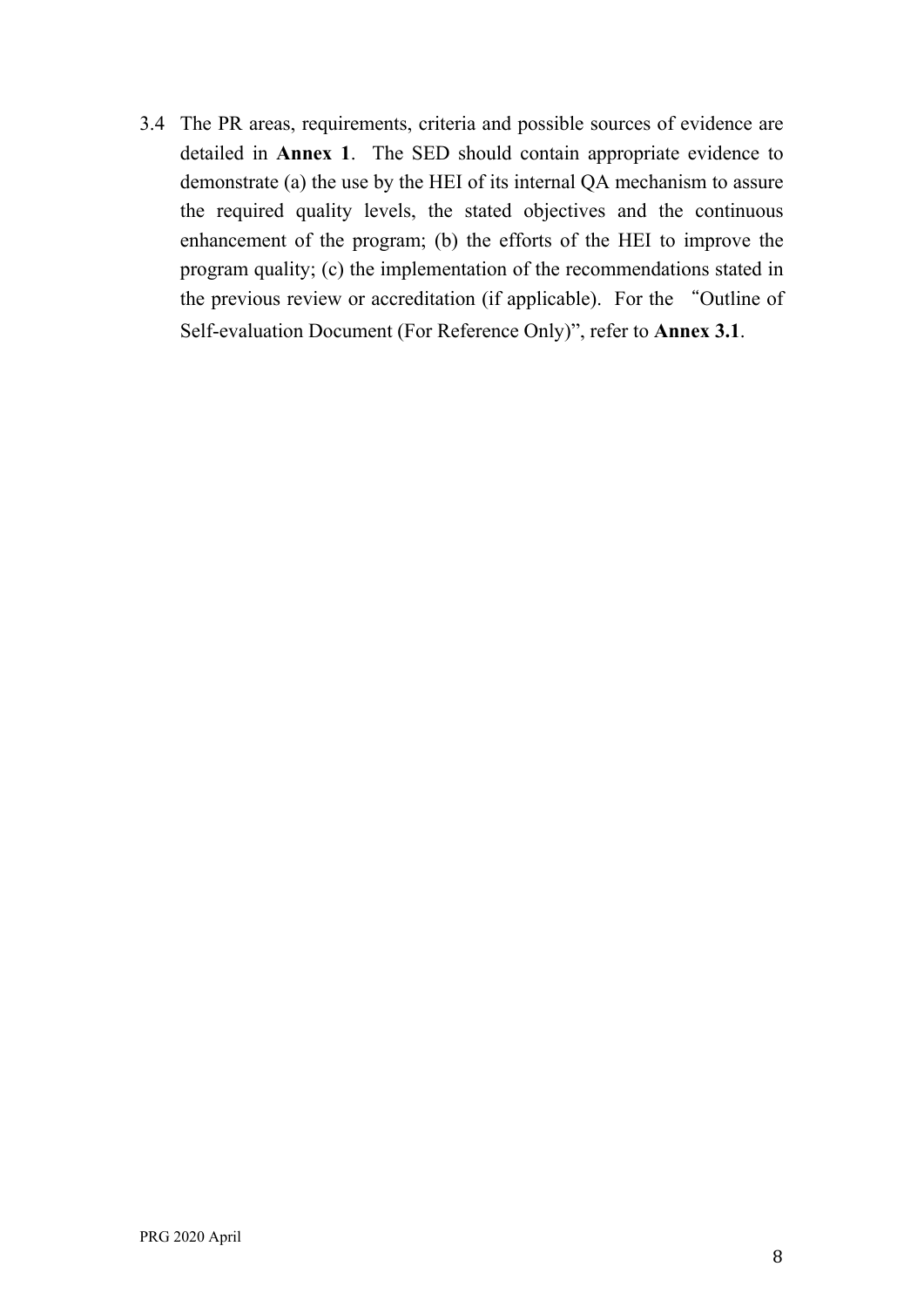3.4 The PR areas, requirements, criteria and possible sources of evidence are detailed in **Annex 1**. The SED should contain appropriate evidence to demonstrate (a) the use by the HEI of its internal QA mechanism to assure the required quality levels, the stated objectives and the continuous enhancement of the program; (b) the efforts of the HEI to improve the program quality; (c) the implementation of the recommendations stated in the previous review or accreditation (if applicable). For the "Outline of Self-evaluation Document (For Reference Only)", refer to **Annex 3.1**.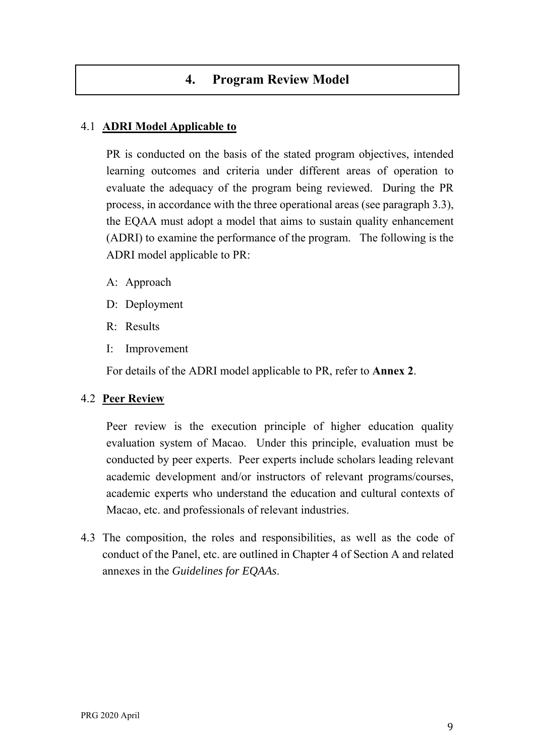# 4. Program Review Model

## 4.1 ADRI Model Applicable to

PR is conducted on the basis of the stated program objectives, intended learning outcomes and criteria under different areas of operation to evaluate the adequacy of the program being reviewed. During the PR process, in accordance with the three operational areas (see paragraph 3.3), the EQAA must adopt a model that aims to sustain quality enhancement (ADRI) to examine the performance of the program. The following is the ADRI model applicable to PR:

- A: Approach
- D: Deployment
- R: Results
- I: Improvement

For details of the ADRI model applicable to PR, refer to **Annex 2**.

## 4.2 Peer Review

Peer review is the execution principle of higher education quality evaluation system of Macao. Under this principle, evaluation must be conducted by peer experts. Peer experts include scholars leading relevant academic development and/or instructors of relevant programs/courses, academic experts who understand the education and cultural contexts of Macao, etc. and professionals of relevant industries.

4.3 The composition, the roles and responsibilities, as well as the code of conduct of the Panel, etc. are outlined in Chapter 4 of Section A and related annexes in the *Guidelines for EQAAs*.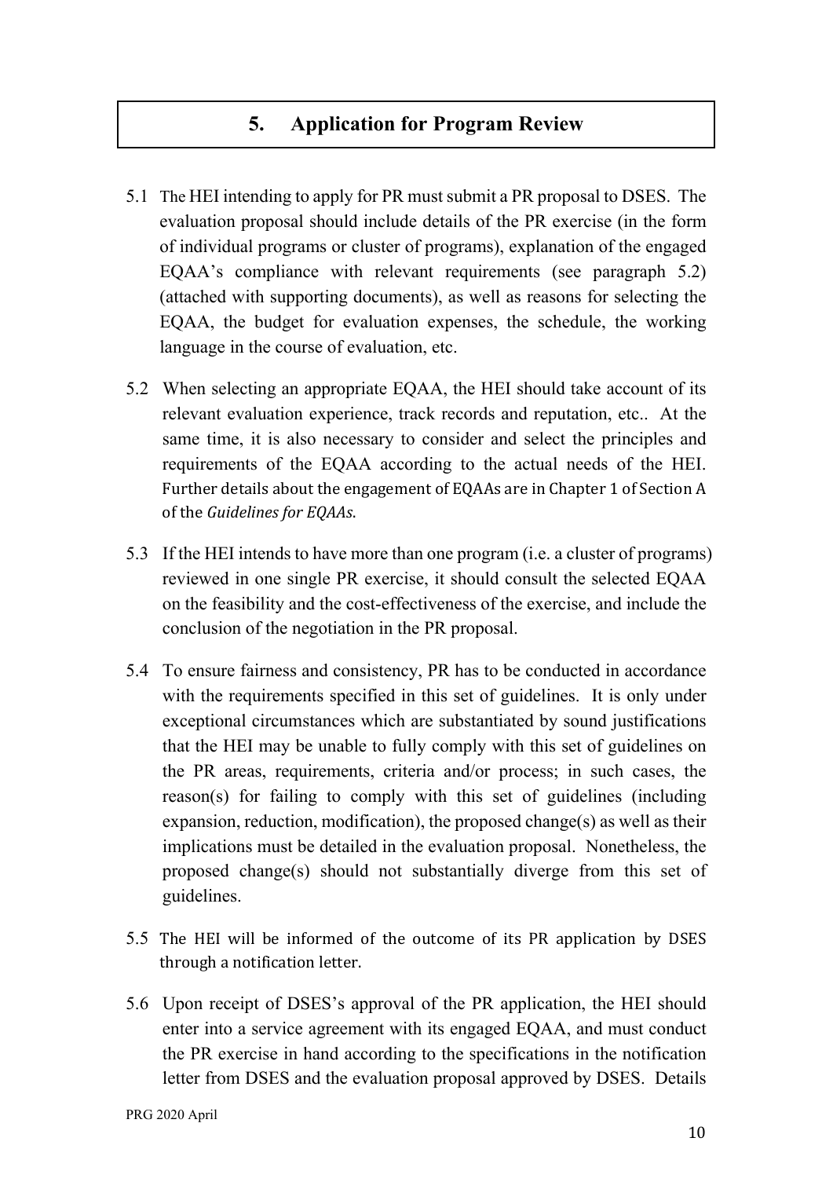## 5. Application for Program Review

5.1 The HEI intending to apply for PR must submit a PR proposal to DSES. The evaluation proposal should include details of the PR exercise (in the form of individual programs or cluster of programs), explanation of the engaged EQAA's compliance with relevant requirements (see paragraph 5.2) (attached with supporting documents), as well as reasons for selecting the EQAA, the budget for evaluation expenses, the schedule, the working language in the course of evaluation, etc.

5.2 When selecting an appropriate EQAA, the HEI should take account of its relevant evaluation experience, track records and reputation, etc.. At the same time, it is also necessary to consider and select the principles and requirements of the EQAA according to the actual needs of the HEI. Further details about the engagement of EQAAs are in Chapter 1 of Section A of the *Guidelines for EQAAs*.

5.3 If the HEI intends to have more than one program (i.e. a cluster of programs) reviewed in one single PR exercise, it should consult the selected EQAA on the feasibility and the cost-effectiveness of the exercise, and include the conclusion of the negotiation in the PR proposal.

5.4 To ensure fairness and consistency, PR has to be conducted in accordance with the requirements specified in this set of guidelines. It is only under exceptional circumstances which are substantiated by sound justifications that the HEI may be unable to fully comply with this set of guidelines on the PR areas, requirements, criteria and/or process; in such cases, the reason(s) for failing to comply with this set of guidelines (including expansion, reduction, modification), the proposed change(s) as well as their implications must be detailed in the evaluation proposal. Nonetheless, the proposed change(s) should not substantially diverge from this set of guidelines.

5.5 The HEI will be informed of the outcome of its PR application by DSES through a notification letter.

5.6 Upon receipt of DSES's approval of the PR application, the HEI should enter into a service agreement with its engaged EQAA, and must conduct the PR exercise in hand according to the specifications in the notification letter from DSES and the evaluation proposal approved by DSES. Details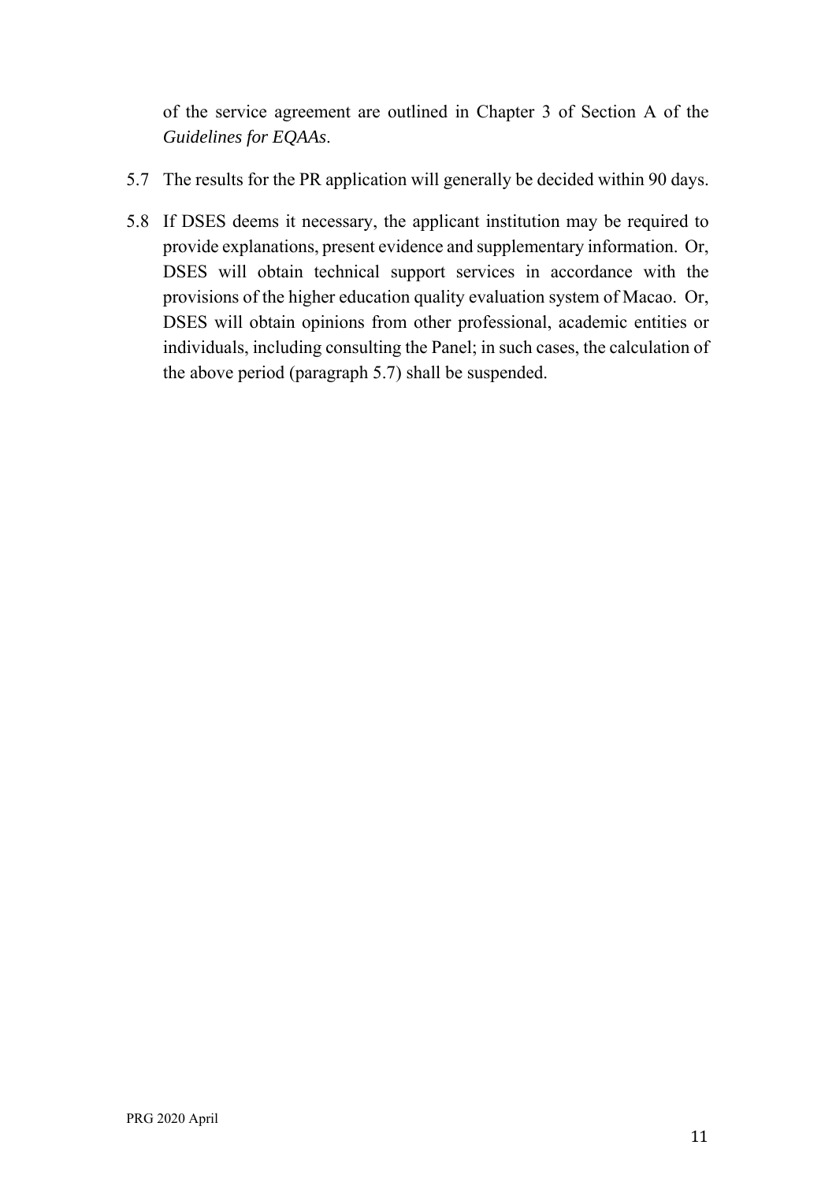of the service agreement are outlined in Chapter 3 of Section A of the *Guidelines for EQAAs*.

5.7 The results for the PR application will generally be decided within 90 days.

5.8 If DSES deems it necessary, the applicant institution may be required to provide explanations, present evidence and supplementary information. Or, DSES will obtain technical support services in accordance with the provisions of the higher education quality evaluation system of Macao. Or, DSES will obtain opinions from other professional, academic entities or individuals, including consulting the Panel; in such cases, the calculation of the above period (paragraph 5.7) shall be suspended.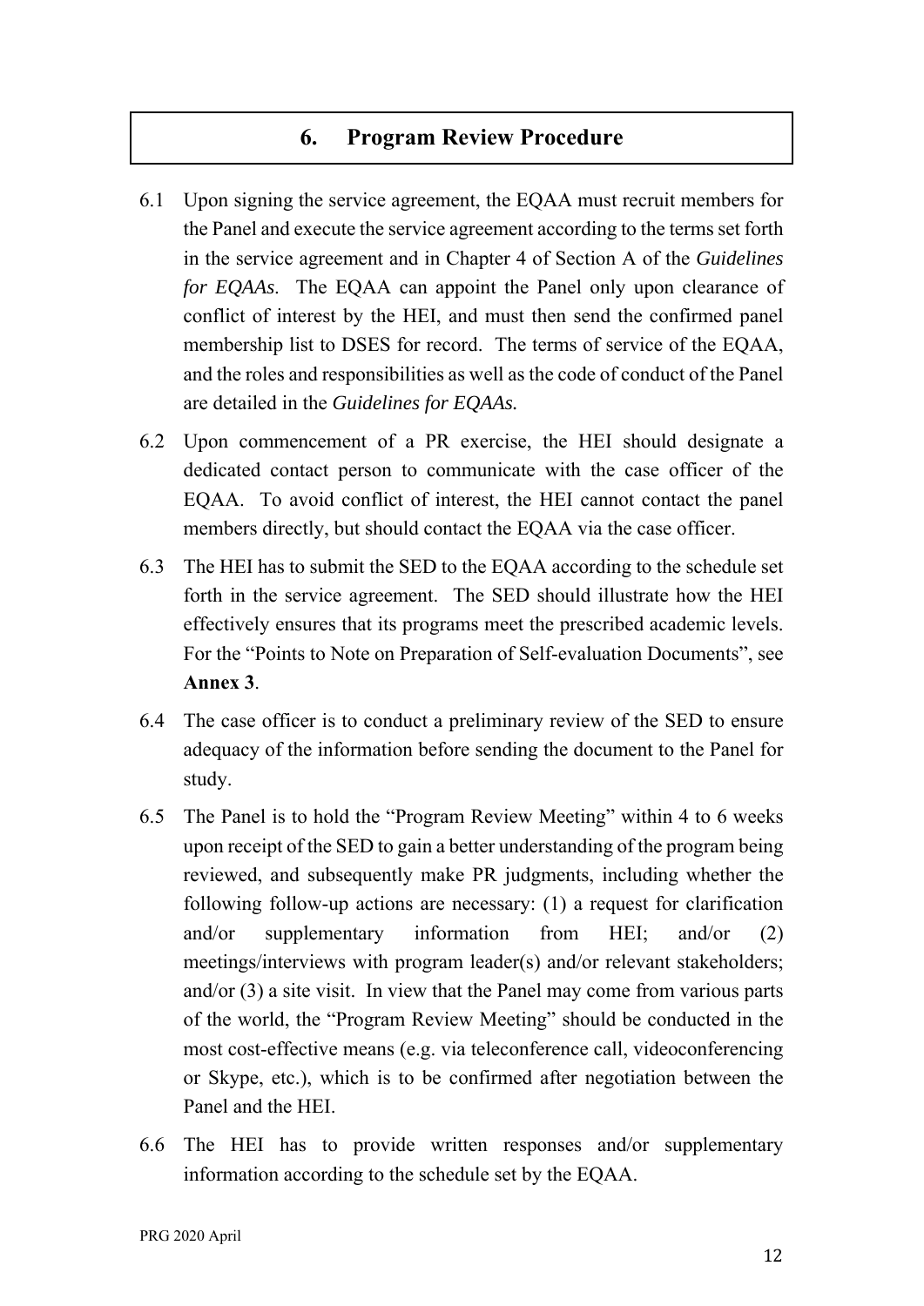## 6. Program Review Procedure

6.1 Upon signing the service agreement, the EQAA must recruit members for the Panel and execute the service agreement according to the terms set forth in the service agreement and in Chapter 4 of Section A of the *Guidelines for EQAAs*. The EQAA can appoint the Panel only upon clearance of conflict of interest by the HEI, and must then send the confirmed panel membership list to DSES for record. The terms of service of the EQAA, and the roles and responsibilities as well as the code of conduct of the Panel are detailed in the *Guidelines for EQAAs.*

6.2 Upon commencement of a PR exercise, the HEI should designate a dedicated contact person to communicate with the case officer of the EQAA. To avoid conflict of interest, the HEI cannot contact the panel members directly, but should contact the EQAA via the case officer.

6.3 The HEI has to submit the SED to the EQAA according to the schedule set forth in the service agreement. The SED should illustrate how the HEI effectively ensures that its programs meet the prescribed academic levels. For the "Points to Note on Preparation of Self-evaluation Documents", see **Annex 3**.

6.4 The case officer is to conduct a preliminary review of the SED to ensure adequacy of the information before sending the document to the Panel for study.

6.5 The Panel is to hold the "Program Review Meeting" within 4 to 6 weeks upon receipt of the SED to gain a better understanding of the program being reviewed, and subsequently make PR judgments, including whether the following follow-up actions are necessary: (1) a request for clarification and/or supplementary information from HEI; and/or (2) meetings/interviews with program leader(s) and/or relevant stakeholders; and/or (3) a site visit. In view that the Panel may come from various parts of the world, the "Program Review Meeting" should be conducted in the most cost-effective means (e.g. via teleconference call, videoconferencing or Skype, etc.), which is to be confirmed after negotiation between the Panel and the HEI.

6.6 The HEI has to provide written responses and/or supplementary information according to the schedule set by the EQAA.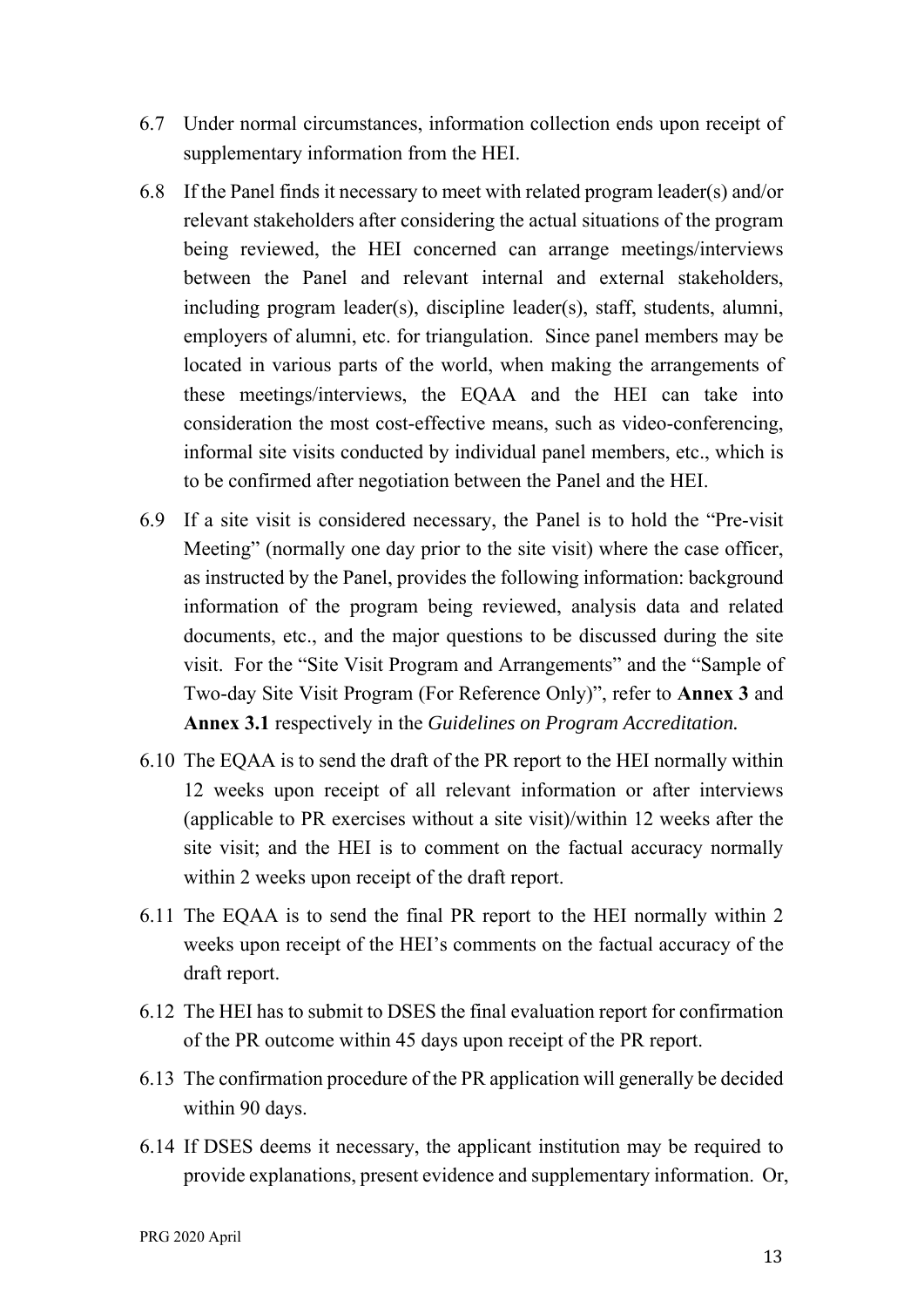6.7 Under normal circumstances, information collection ends upon receipt of supplementary information from the HEI.

6.8 If the Panel finds it necessary to meet with related program leader(s) and/or relevant stakeholders after considering the actual situations of the program being reviewed, the HEI concerned can arrange meetings/interviews between the Panel and relevant internal and external stakeholders, including program leader(s), discipline leader(s), staff, students, alumni, employers of alumni, etc. for triangulation. Since panel members may be located in various parts of the world, when making the arrangements of these meetings/interviews, the EQAA and the HEI can take into consideration the most cost-effective means, such as video-conferencing, informal site visits conducted by individual panel members, etc., which is to be confirmed after negotiation between the Panel and the HEI.

6.9 If a site visit is considered necessary, the Panel is to hold the "Pre-visit Meeting" (normally one day prior to the site visit) where the case officer, as instructed by the Panel, provides the following information: background information of the program being reviewed, analysis data and related documents, etc., and the major questions to be discussed during the site visit. For the "Site Visit Program and Arrangements" and the "Sample of Two-day Site Visit Program (For Reference Only)", refer to **Annex 3** and **Annex 3.1** respectively in the *Guidelines on Program Accreditation.*

6.10 The EQAA is to send the draft of the PR report to the HEI normally within 12 weeks upon receipt of all relevant information or after interviews (applicable to PR exercises without a site visit)/within 12 weeks after the site visit; and the HEI is to comment on the factual accuracy normally within 2 weeks upon receipt of the draft report.

6.11 The EQAA is to send the final PR report to the HEI normally within 2 weeks upon receipt of the HEI's comments on the factual accuracy of the draft report.

6.12 The HEI has to submit to DSES the final evaluation report for confirmation of the PR outcome within 45 days upon receipt of the PR report.

6.13 The confirmation procedure of the PR application will generally be decided within 90 days.

6.14 If DSES deems it necessary, the applicant institution may be required to provide explanations, present evidence and supplementary information. Or,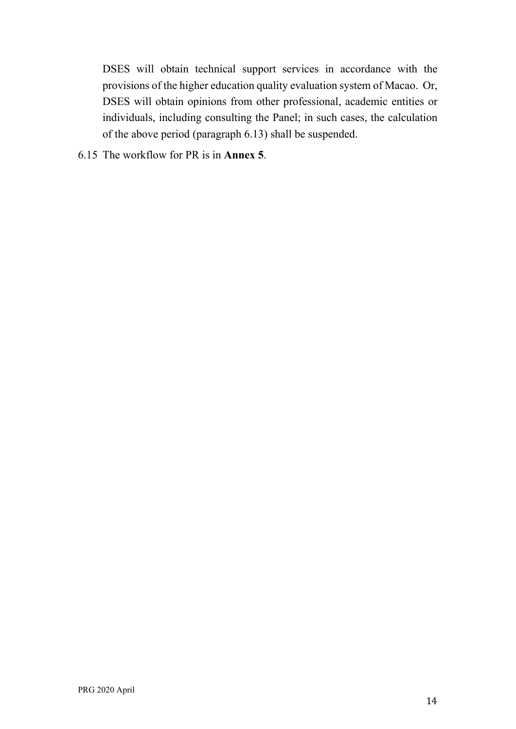DSES will obtain technical support services in accordance with the provisions of the higher education quality evaluation system of Macao. Or, DSES will obtain opinions from other professional, academic entities or individuals, including consulting the Panel; in such cases, the calculation of the above period (paragraph 6.13) shall be suspended.

6.15 The workflow for PR is in **Annex 5**.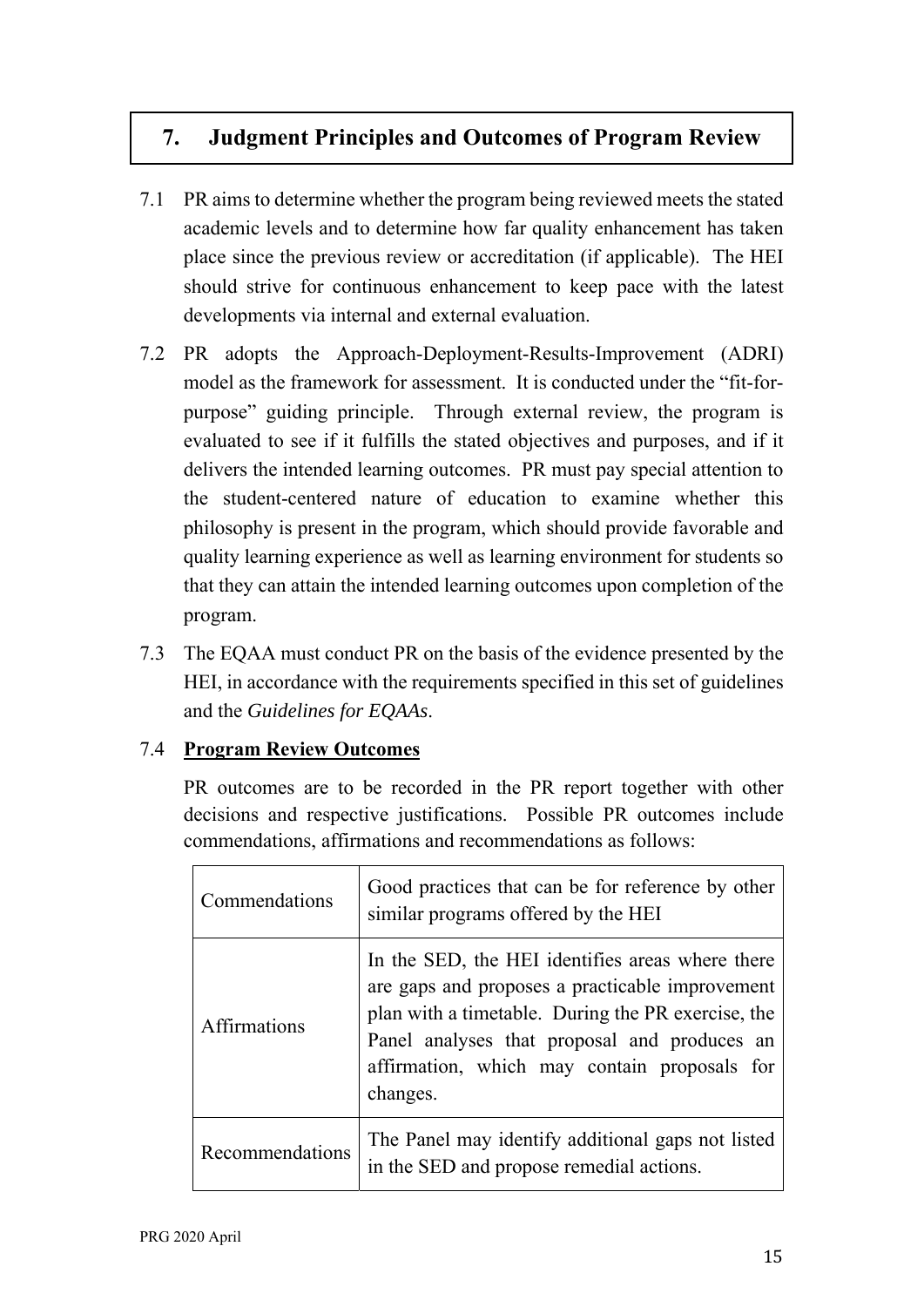## 7. Judgment Principles and Outcomes of Program Review

7.1 PR aims to determine whether the program being reviewed meets the stated academic levels and to determine how far quality enhancement has taken place since the previous review or accreditation (if applicable). The HEI should strive for continuous enhancement to keep pace with the latest developments via internal and external evaluation.

7.2 PR adopts the Approach-Deployment-Results-Improvement (ADRI) model as the framework for assessment. It is conducted under the "fit-for-purpose" guiding principle. Through external review, the program is evaluated to see if it fulfills the stated objectives and purposes, and if it delivers the intended learning outcomes. PR must pay special attention to the student-centered nature of education to examine whether this philosophy is present in the program, which should provide favorable and quality learning experience as well as learning environment for students so that they can attain the intended learning outcomes upon completion of the program.

7.3 The EQAA must conduct PR on the basis of the evidence presented by the HEI, in accordance with the requirements specified in this set of guidelines and the *Guidelines for EQAAs*.

7.4 **Program Review Outcomes**

PR outcomes are to be recorded in the PR report together with other decisions and respective justifications. Possible PR outcomes include commendations, affirmations and recommendations as follows:

| | |
|---|---|
| Commendations | Good practices that can be for reference by other similar programs offered by the HEI |
| Affirmations | In the SED, the HEI identifies areas where there are gaps and proposes a practicable improvement plan with a timetable. During the PR exercise, the Panel analyses that proposal and produces an affirmation, which may contain proposals for changes. |
| Recommendations | The Panel may identify additional gaps not listed in the SED and propose remedial actions. |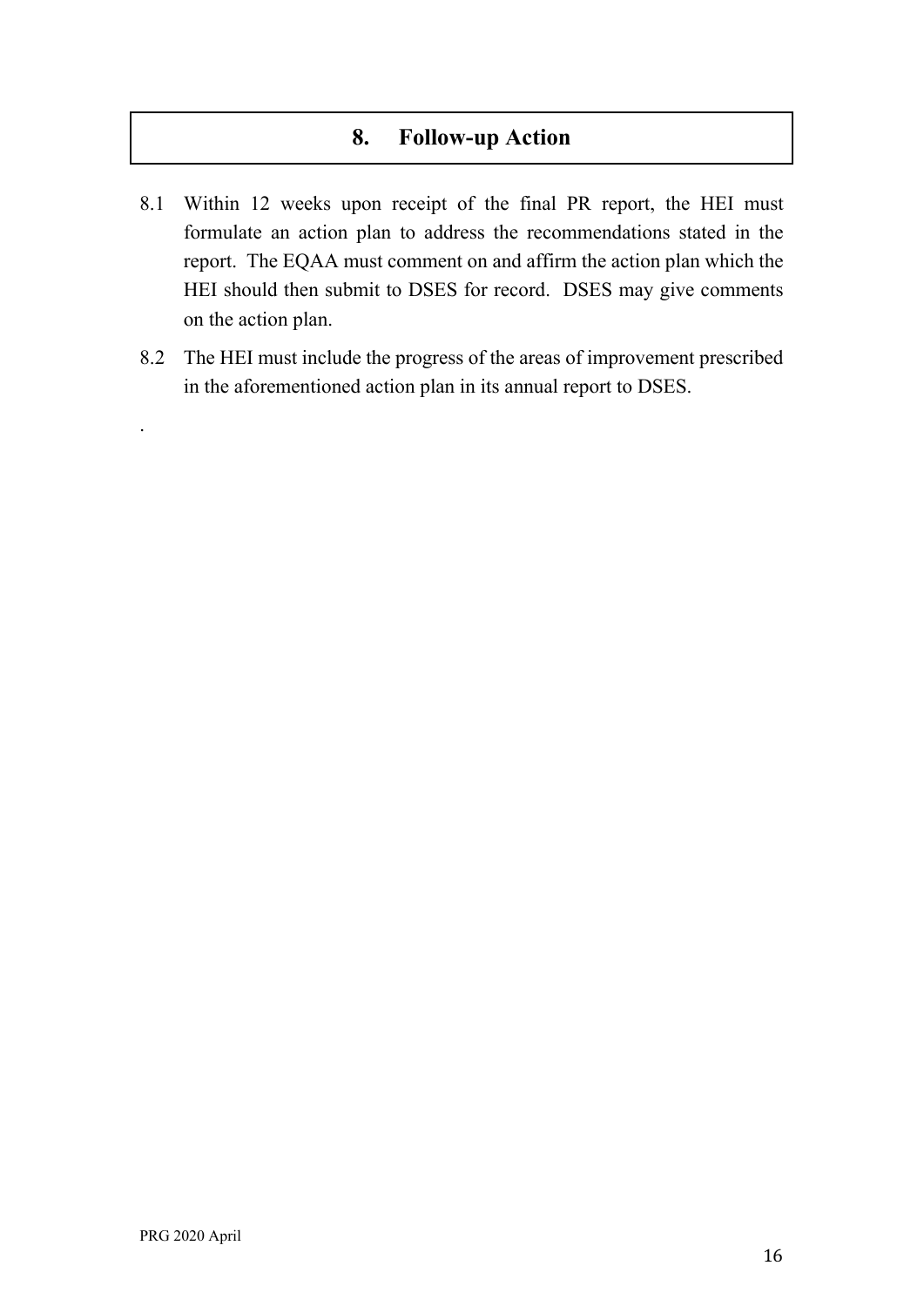## 8. Follow-up Action

8.1 Within 12 weeks upon receipt of the final PR report, the HEI must formulate an action plan to address the recommendations stated in the report. The EQAA must comment on and affirm the action plan which the HEI should then submit to DSES for record. DSES may give comments on the action plan.

8.2 The HEI must include the progress of the areas of improvement prescribed in the aforementioned action plan in its annual report to DSES.

.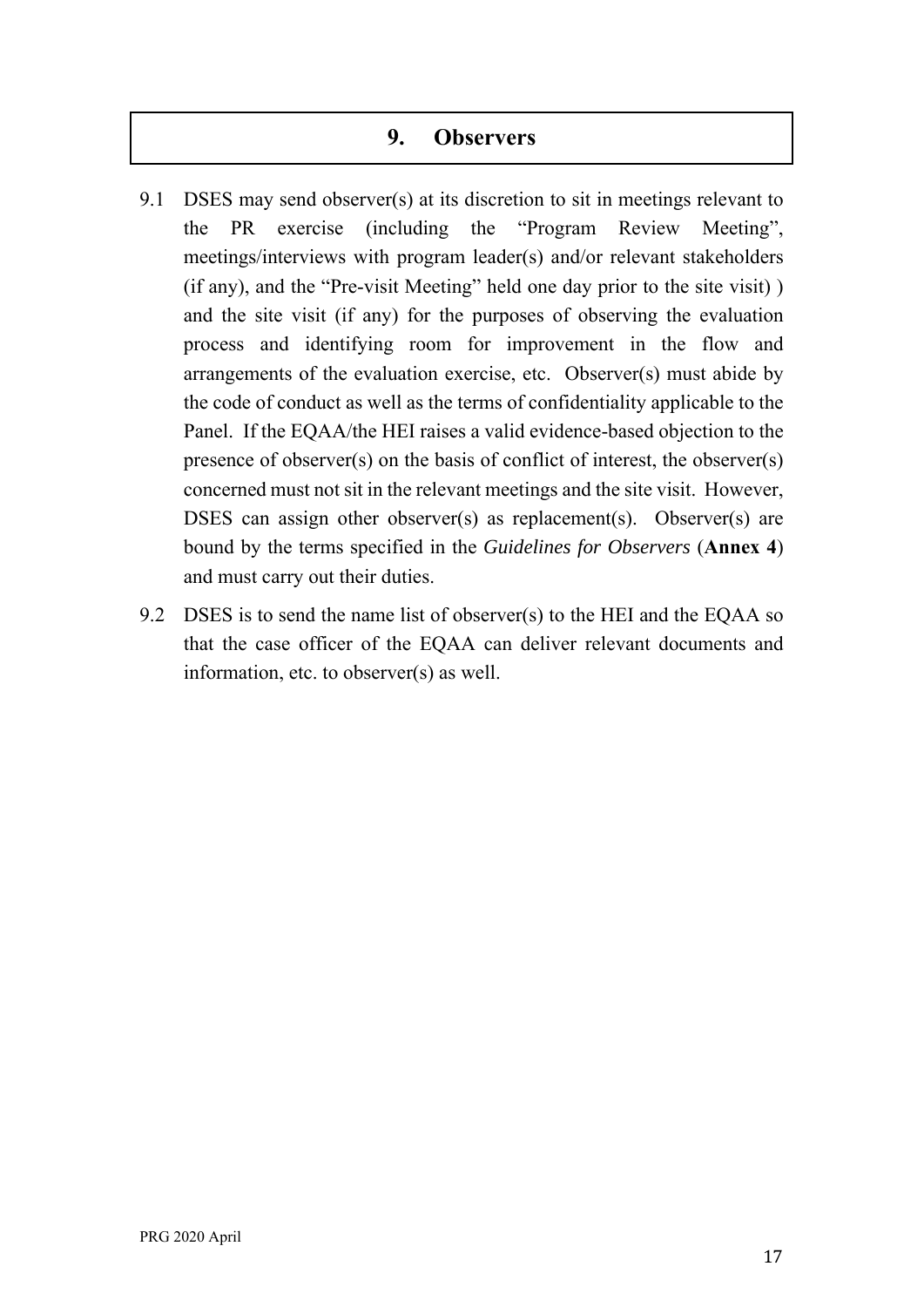## 9. Observers

9.1 DSES may send observer(s) at its discretion to sit in meetings relevant to the PR exercise (including the "Program Review Meeting", meetings/interviews with program leader(s) and/or relevant stakeholders (if any), and the "Pre-visit Meeting" held one day prior to the site visit) ) and the site visit (if any) for the purposes of observing the evaluation process and identifying room for improvement in the flow and arrangements of the evaluation exercise, etc. Observer(s) must abide by the code of conduct as well as the terms of confidentiality applicable to the Panel. If the EQAA/the HEI raises a valid evidence-based objection to the presence of observer(s) on the basis of conflict of interest, the observer(s) concerned must not sit in the relevant meetings and the site visit. However, DSES can assign other observer(s) as replacement(s). Observer(s) are bound by the terms specified in the *Guidelines for Observers* (**Annex 4**) and must carry out their duties.

9.2 DSES is to send the name list of observer(s) to the HEI and the EQAA so that the case officer of the EQAA can deliver relevant documents and information, etc. to observer(s) as well.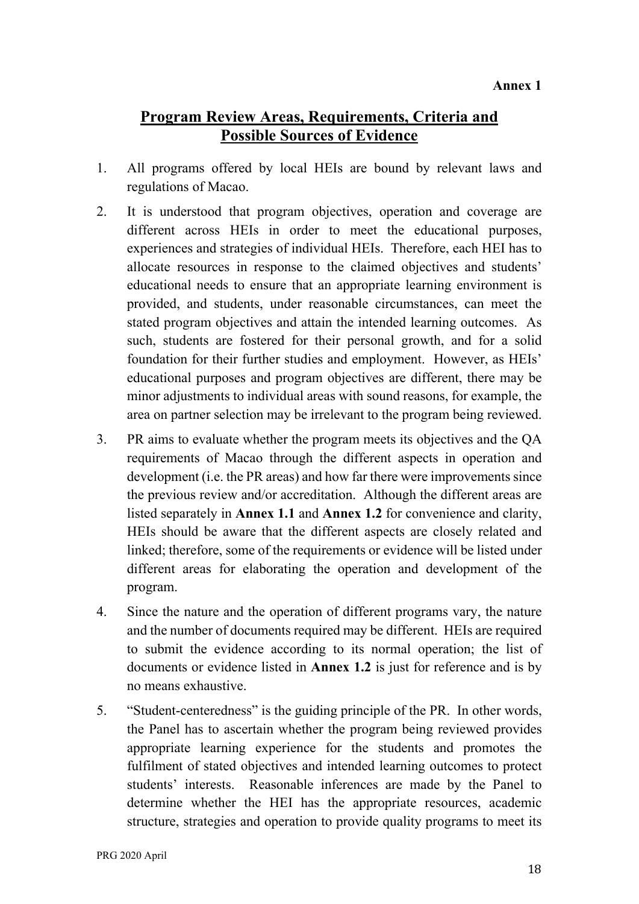**Annex 1**

# Program Review Areas, Requirements, Criteria and Possible Sources of Evidence

1. All programs offered by local HEIs are bound by relevant laws and regulations of Macao.

2. It is understood that program objectives, operation and coverage are different across HEIs in order to meet the educational purposes, experiences and strategies of individual HEIs. Therefore, each HEI has to allocate resources in response to the claimed objectives and students' educational needs to ensure that an appropriate learning environment is provided, and students, under reasonable circumstances, can meet the stated program objectives and attain the intended learning outcomes. As such, students are fostered for their personal growth, and for a solid foundation for their further studies and employment. However, as HEIs' educational purposes and program objectives are different, there may be minor adjustments to individual areas with sound reasons, for example, the area on partner selection may be irrelevant to the program being reviewed.

3. PR aims to evaluate whether the program meets its objectives and the QA requirements of Macao through the different aspects in operation and development (i.e. the PR areas) and how far there were improvements since the previous review and/or accreditation. Although the different areas are listed separately in **Annex 1.1** and **Annex 1.2** for convenience and clarity, HEIs should be aware that the different aspects are closely related and linked; therefore, some of the requirements or evidence will be listed under different areas for elaborating the operation and development of the program.

4. Since the nature and the operation of different programs vary, the nature and the number of documents required may be different. HEIs are required to submit the evidence according to its normal operation; the list of documents or evidence listed in **Annex 1.2** is just for reference and is by no means exhaustive.

5. "Student-centeredness" is the guiding principle of the PR. In other words, the Panel has to ascertain whether the program being reviewed provides appropriate learning experience for the students and promotes the fulfilment of stated objectives and intended learning outcomes to protect students' interests. Reasonable inferences are made by the Panel to determine whether the HEI has the appropriate resources, academic structure, strategies and operation to provide quality programs to meet its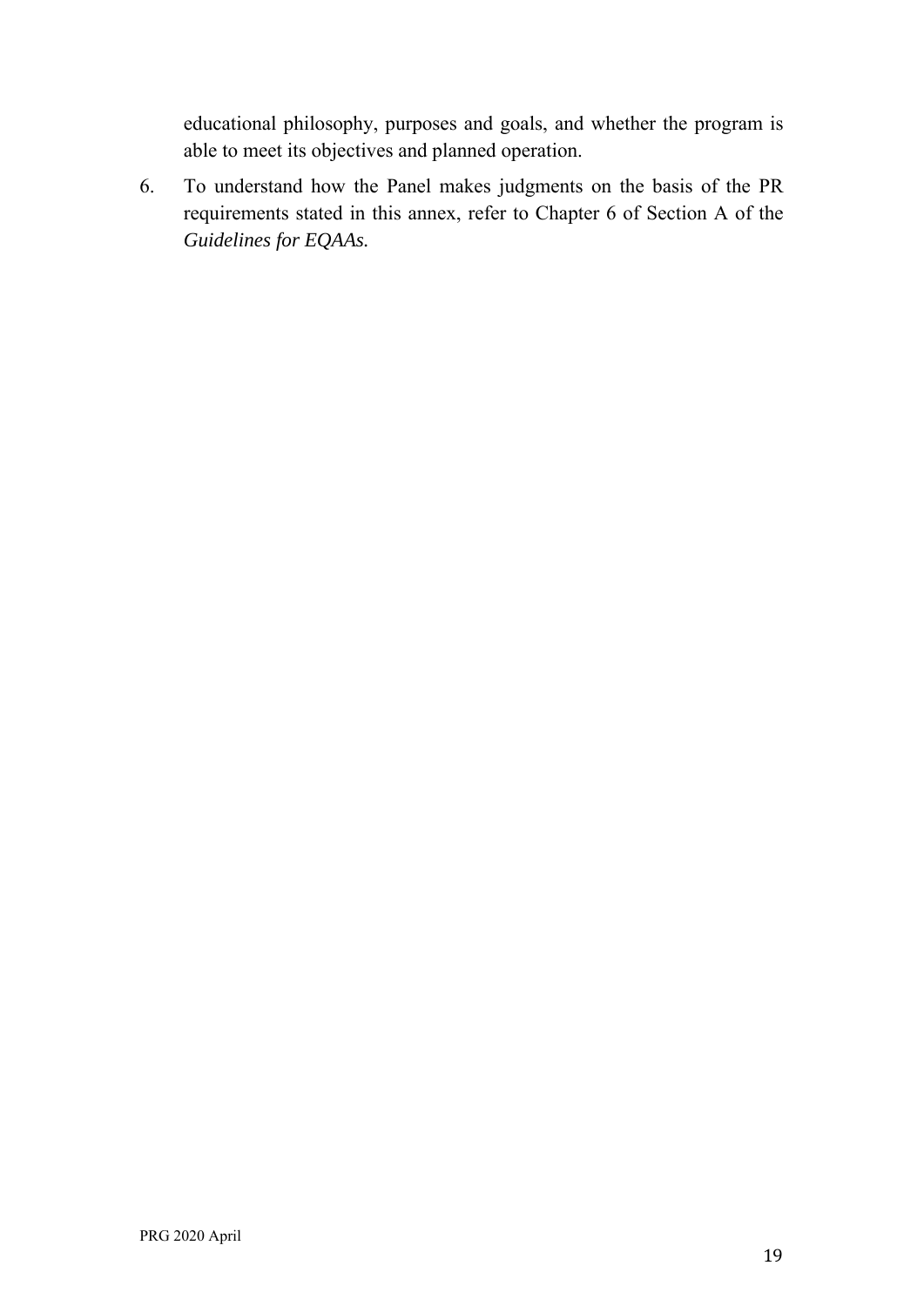educational philosophy, purposes and goals, and whether the program is able to meet its objectives and planned operation.

6. To understand how the Panel makes judgments on the basis of the PR requirements stated in this annex, refer to Chapter 6 of Section A of the *Guidelines for EQAAs.*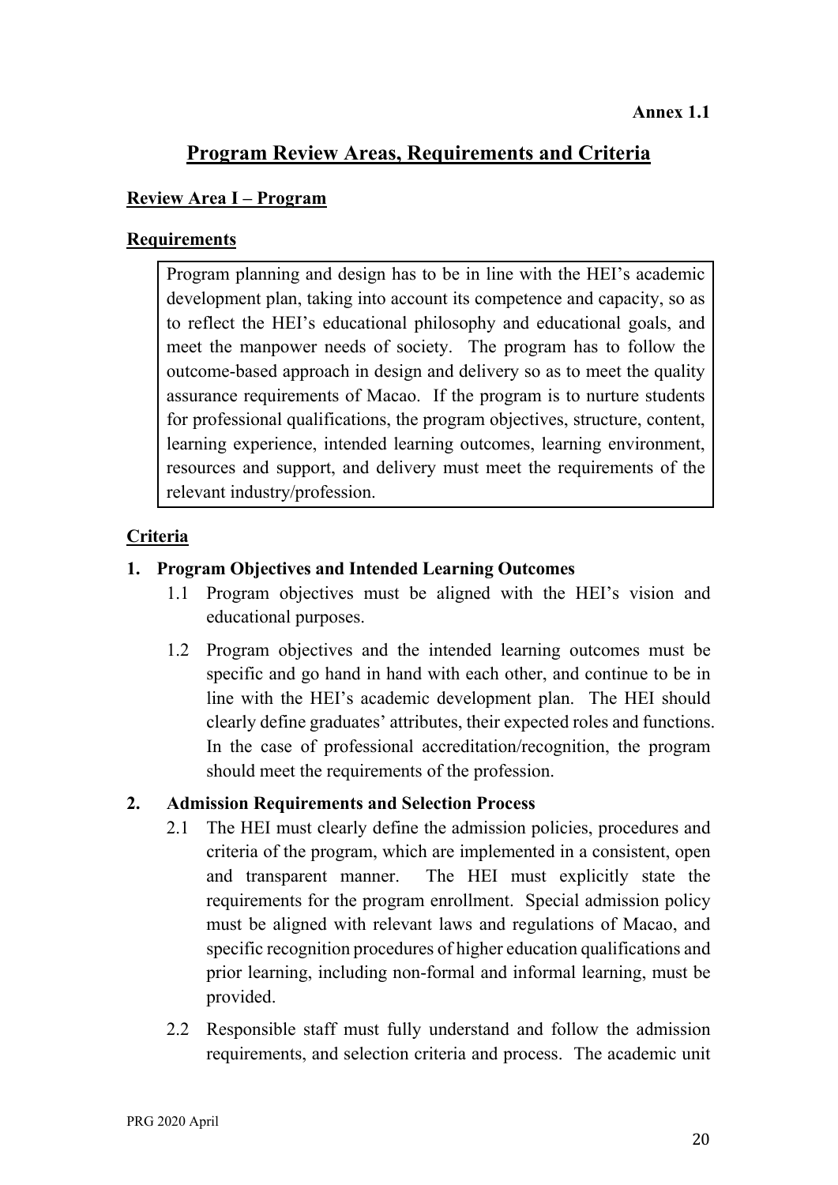**Annex 1.1**

# Program Review Areas, Requirements and Criteria

## Review Area I – Program

### Requirements

Program planning and design has to be in line with the HEI's academic development plan, taking into account its competence and capacity, so as to reflect the HEI's educational philosophy and educational goals, and meet the manpower needs of society. The program has to follow the outcome-based approach in design and delivery so as to meet the quality assurance requirements of Macao. If the program is to nurture students for professional qualifications, the program objectives, structure, content, learning experience, intended learning outcomes, learning environment, resources and support, and delivery must meet the requirements of the relevant industry/profession.

### Criteria

**1. Program Objectives and Intended Learning Outcomes**

1.1 Program objectives must be aligned with the HEI's vision and educational purposes.

1.2 Program objectives and the intended learning outcomes must be specific and go hand in hand with each other, and continue to be in line with the HEI's academic development plan. The HEI should clearly define graduates' attributes, their expected roles and functions. In the case of professional accreditation/recognition, the program should meet the requirements of the profession.

**2. Admission Requirements and Selection Process**

2.1 The HEI must clearly define the admission policies, procedures and criteria of the program, which are implemented in a consistent, open and transparent manner. The HEI must explicitly state the requirements for the program enrollment. Special admission policy must be aligned with relevant laws and regulations of Macao, and specific recognition procedures of higher education qualifications and prior learning, including non-formal and informal learning, must be provided.

2.2 Responsible staff must fully understand and follow the admission requirements, and selection criteria and process. The academic unit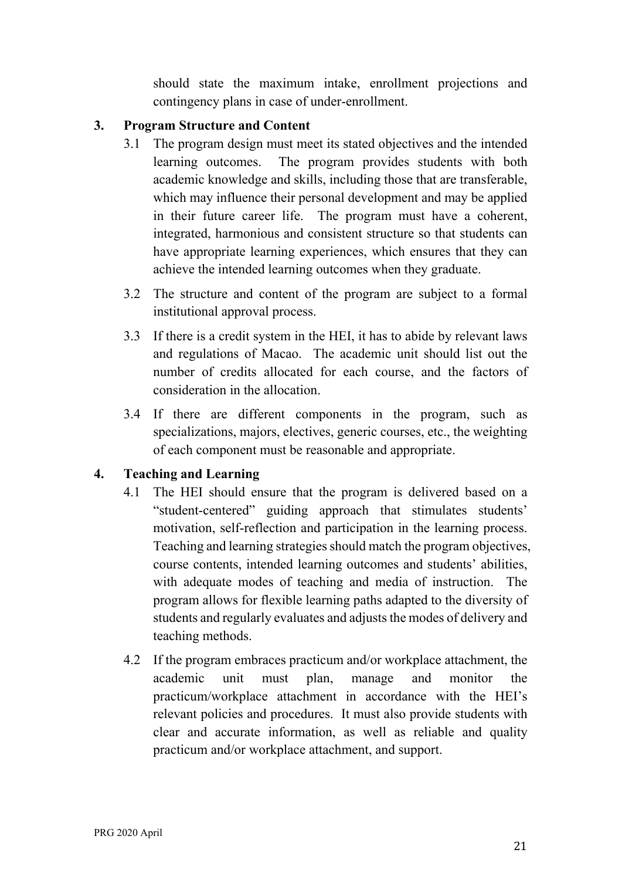should state the maximum intake, enrollment projections and contingency plans in case of under-enrollment.

**3. Program Structure and Content**

3.1 The program design must meet its stated objectives and the intended learning outcomes. The program provides students with both academic knowledge and skills, including those that are transferable, which may influence their personal development and may be applied in their future career life. The program must have a coherent, integrated, harmonious and consistent structure so that students can have appropriate learning experiences, which ensures that they can achieve the intended learning outcomes when they graduate.

3.2 The structure and content of the program are subject to a formal institutional approval process.

3.3 If there is a credit system in the HEI, it has to abide by relevant laws and regulations of Macao. The academic unit should list out the number of credits allocated for each course, and the factors of consideration in the allocation.

3.4 If there are different components in the program, such as specializations, majors, electives, generic courses, etc., the weighting of each component must be reasonable and appropriate.

**4. Teaching and Learning**

4.1 The HEI should ensure that the program is delivered based on a "student-centered" guiding approach that stimulates students' motivation, self-reflection and participation in the learning process. Teaching and learning strategies should match the program objectives, course contents, intended learning outcomes and students' abilities, with adequate modes of teaching and media of instruction. The program allows for flexible learning paths adapted to the diversity of students and regularly evaluates and adjusts the modes of delivery and teaching methods.

4.2 If the program embraces practicum and/or workplace attachment, the academic unit must plan, manage and monitor the practicum/workplace attachment in accordance with the HEI's relevant policies and procedures. It must also provide students with clear and accurate information, as well as reliable and quality practicum and/or workplace attachment, and support.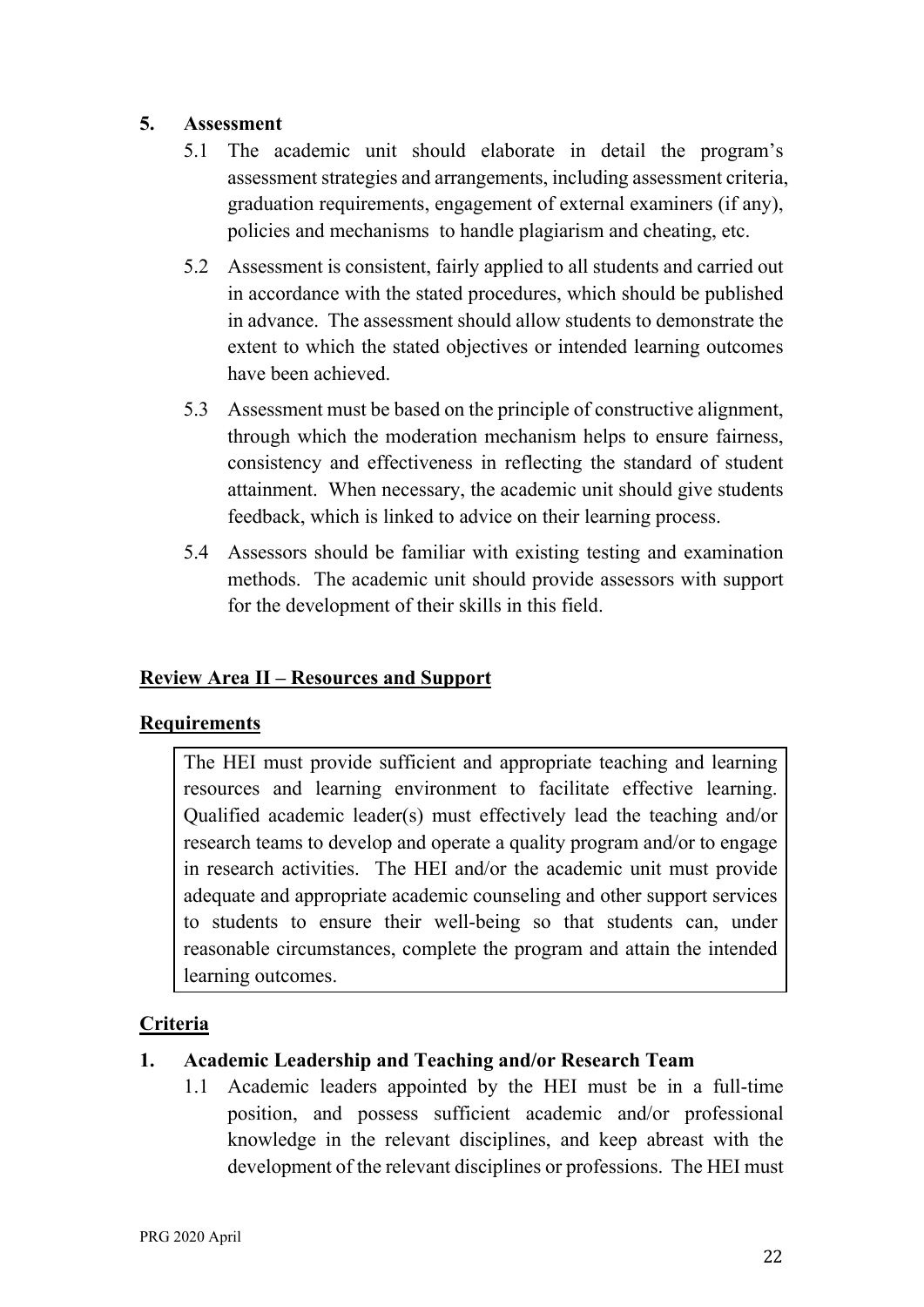**5. Assessment**

5.1 The academic unit should elaborate in detail the program's assessment strategies and arrangements, including assessment criteria, graduation requirements, engagement of external examiners (if any), policies and mechanisms to handle plagiarism and cheating, etc.

5.2 Assessment is consistent, fairly applied to all students and carried out in accordance with the stated procedures, which should be published in advance. The assessment should allow students to demonstrate the extent to which the stated objectives or intended learning outcomes have been achieved.

5.3 Assessment must be based on the principle of constructive alignment, through which the moderation mechanism helps to ensure fairness, consistency and effectiveness in reflecting the standard of student attainment. When necessary, the academic unit should give students feedback, which is linked to advice on their learning process.

5.4 Assessors should be familiar with existing testing and examination methods. The academic unit should provide assessors with support for the development of their skills in this field.

## Review Area II – Resources and Support

### Requirements

The HEI must provide sufficient and appropriate teaching and learning resources and learning environment to facilitate effective learning. Qualified academic leader(s) must effectively lead the teaching and/or research teams to develop and operate a quality program and/or to engage in research activities. The HEI and/or the academic unit must provide adequate and appropriate academic counseling and other support services to students to ensure their well-being so that students can, under reasonable circumstances, complete the program and attain the intended learning outcomes.

### Criteria

**1. Academic Leadership and Teaching and/or Research Team**

1.1 Academic leaders appointed by the HEI must be in a full-time position, and possess sufficient academic and/or professional knowledge in the relevant disciplines, and keep abreast with the development of the relevant disciplines or professions. The HEI must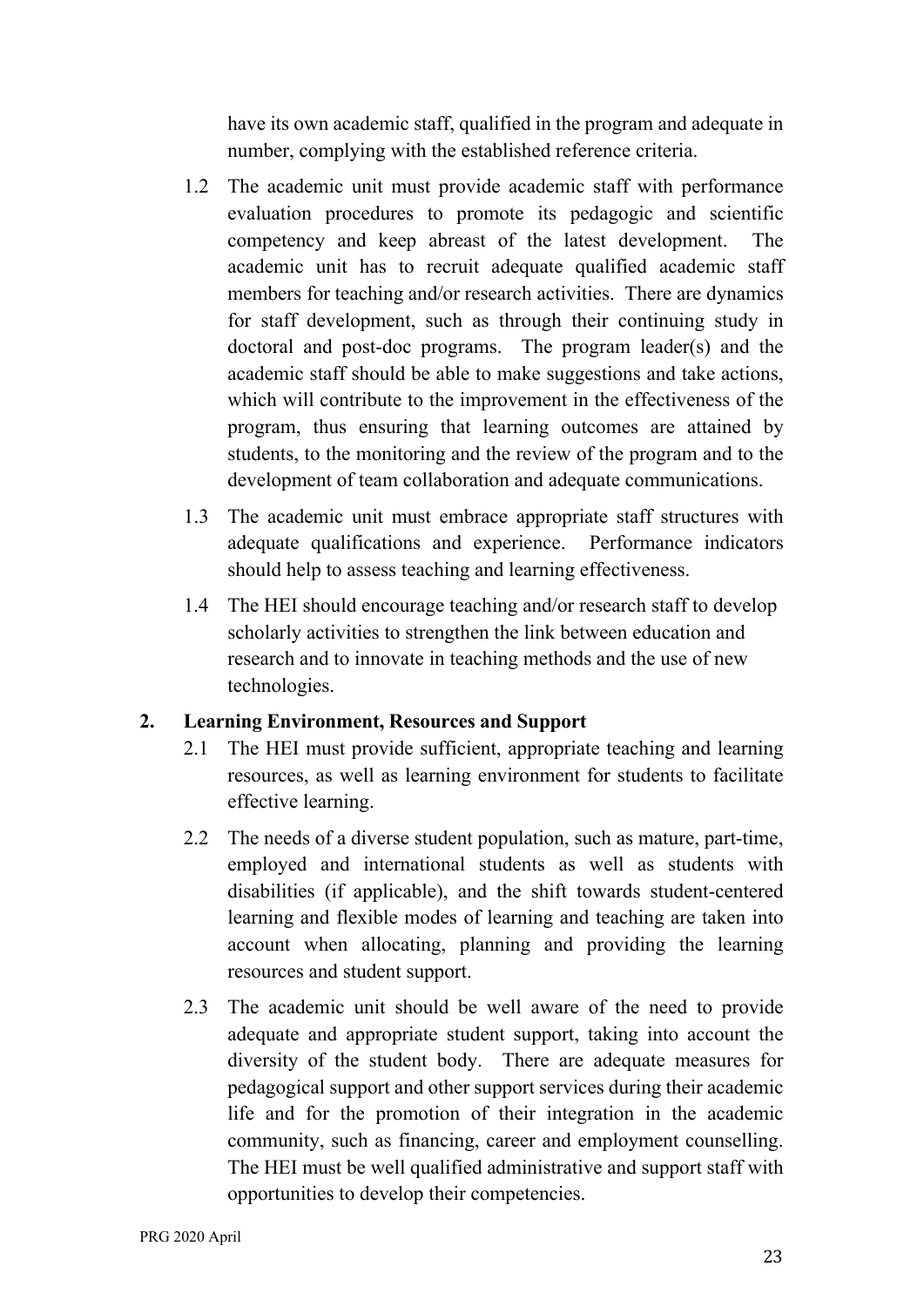have its own academic staff, qualified in the program and adequate in number, complying with the established reference criteria.

1.2 The academic unit must provide academic staff with performance evaluation procedures to promote its pedagogic and scientific competency and keep abreast of the latest development. The academic unit has to recruit adequate qualified academic staff members for teaching and/or research activities. There are dynamics for staff development, such as through their continuing study in doctoral and post-doc programs. The program leader(s) and the academic staff should be able to make suggestions and take actions, which will contribute to the improvement in the effectiveness of the program, thus ensuring that learning outcomes are attained by students, to the monitoring and the review of the program and to the development of team collaboration and adequate communications.

1.3 The academic unit must embrace appropriate staff structures with adequate qualifications and experience. Performance indicators should help to assess teaching and learning effectiveness.

1.4 The HEI should encourage teaching and/or research staff to develop scholarly activities to strengthen the link between education and research and to innovate in teaching methods and the use of new technologies.

**2. Learning Environment, Resources and Support**

2.1 The HEI must provide sufficient, appropriate teaching and learning resources, as well as learning environment for students to facilitate effective learning.

2.2 The needs of a diverse student population, such as mature, part-time, employed and international students as well as students with disabilities (if applicable), and the shift towards student-centered learning and flexible modes of learning and teaching are taken into account when allocating, planning and providing the learning resources and student support.

2.3 The academic unit should be well aware of the need to provide adequate and appropriate student support, taking into account the diversity of the student body. There are adequate measures for pedagogical support and other support services during their academic life and for the promotion of their integration in the academic community, such as financing, career and employment counselling. The HEI must be well qualified administrative and support staff with opportunities to develop their competencies.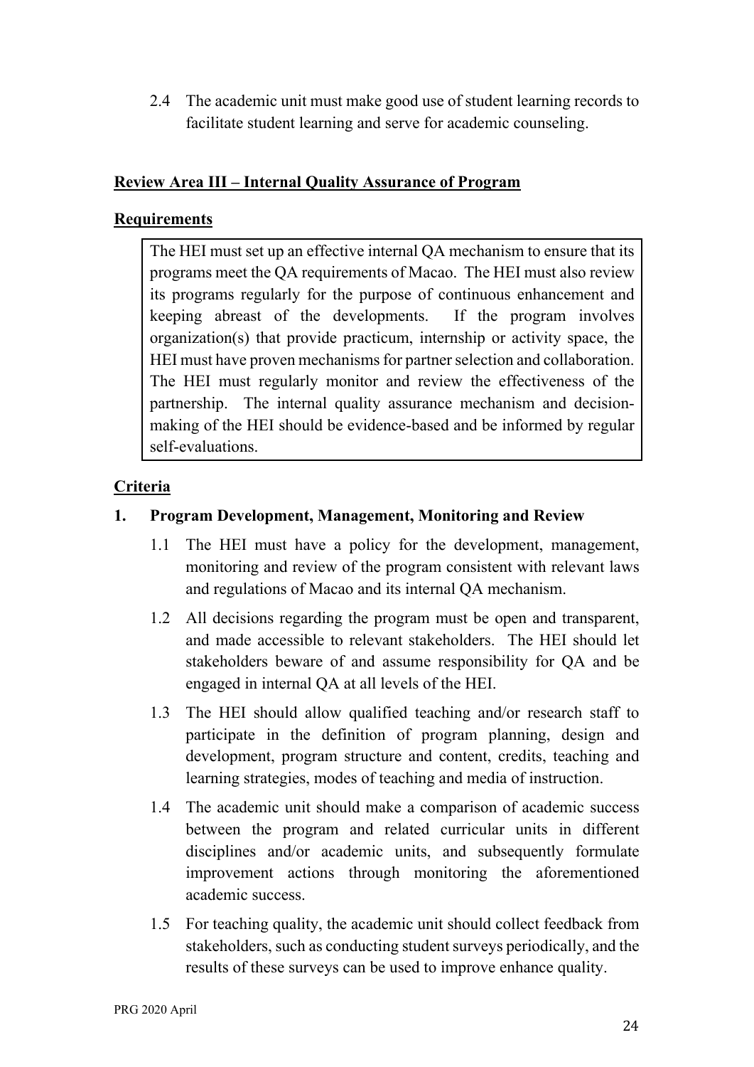2.4 The academic unit must make good use of student learning records to facilitate student learning and serve for academic counseling.

## Review Area III – Internal Quality Assurance of Program

### Requirements

The HEI must set up an effective internal QA mechanism to ensure that its programs meet the QA requirements of Macao. The HEI must also review its programs regularly for the purpose of continuous enhancement and keeping abreast of the developments. If the program involves organization(s) that provide practicum, internship or activity space, the HEI must have proven mechanisms for partner selection and collaboration. The HEI must regularly monitor and review the effectiveness of the partnership. The internal quality assurance mechanism and decision-making of the HEI should be evidence-based and be informed by regular self-evaluations.

### Criteria

**1. Program Development, Management, Monitoring and Review**

1.1 The HEI must have a policy for the development, management, monitoring and review of the program consistent with relevant laws and regulations of Macao and its internal QA mechanism.

1.2 All decisions regarding the program must be open and transparent, and made accessible to relevant stakeholders. The HEI should let stakeholders beware of and assume responsibility for QA and be engaged in internal QA at all levels of the HEI.

1.3 The HEI should allow qualified teaching and/or research staff to participate in the definition of program planning, design and development, program structure and content, credits, teaching and learning strategies, modes of teaching and media of instruction.

1.4 The academic unit should make a comparison of academic success between the program and related curricular units in different disciplines and/or academic units, and subsequently formulate improvement actions through monitoring the aforementioned academic success.

1.5 For teaching quality, the academic unit should collect feedback from stakeholders, such as conducting student surveys periodically, and the results of these surveys can be used to improve enhance quality.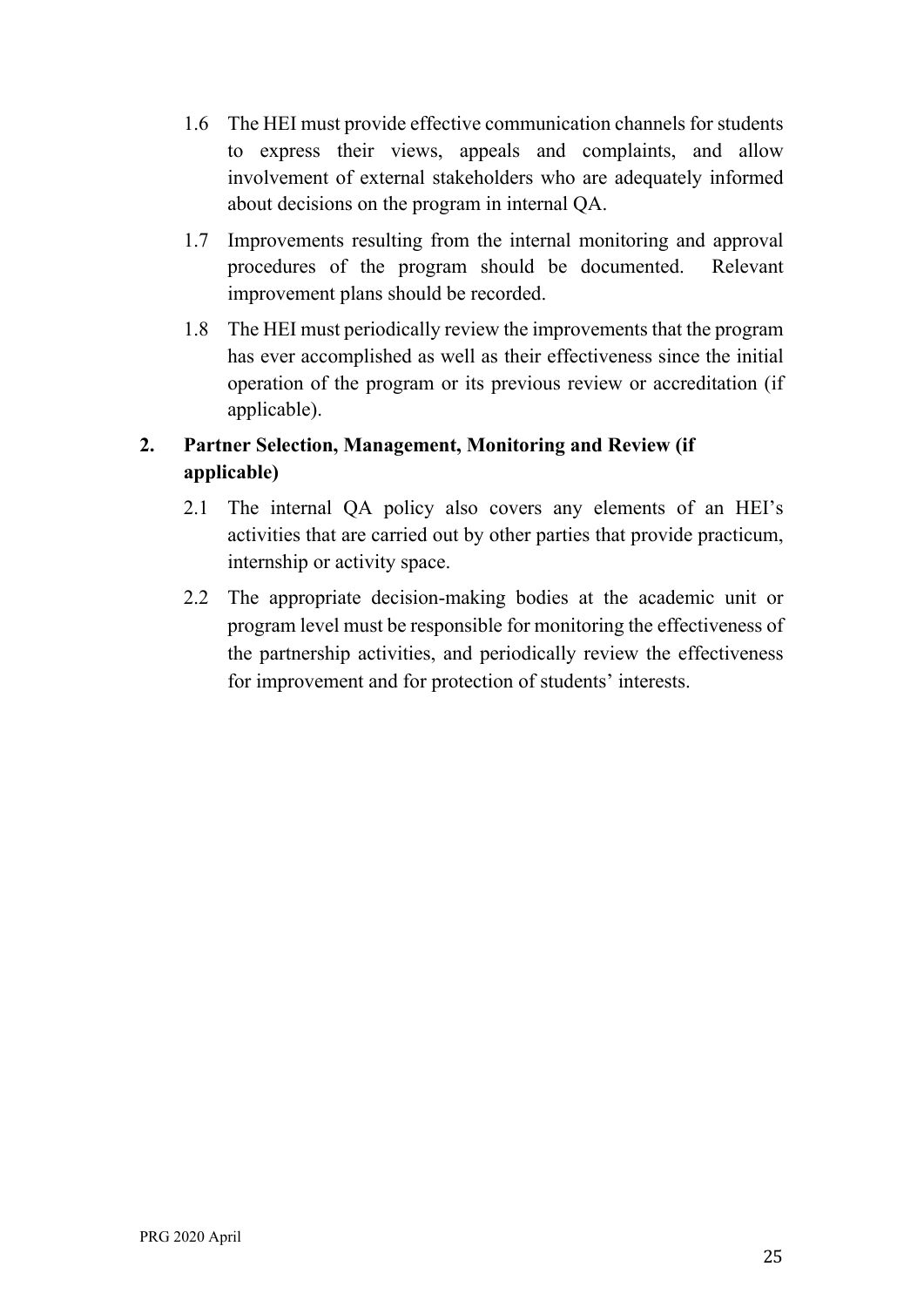1.6 The HEI must provide effective communication channels for students to express their views, appeals and complaints, and allow involvement of external stakeholders who are adequately informed about decisions on the program in internal QA.

1.7 Improvements resulting from the internal monitoring and approval procedures of the program should be documented. Relevant improvement plans should be recorded.

1.8 The HEI must periodically review the improvements that the program has ever accomplished as well as their effectiveness since the initial operation of the program or its previous review or accreditation (if applicable).

**2. Partner Selection, Management, Monitoring and Review (if applicable)**

2.1 The internal QA policy also covers any elements of an HEI's activities that are carried out by other parties that provide practicum, internship or activity space.

2.2 The appropriate decision-making bodies at the academic unit or program level must be responsible for monitoring the effectiveness of the partnership activities, and periodically review the effectiveness for improvement and for protection of students' interests.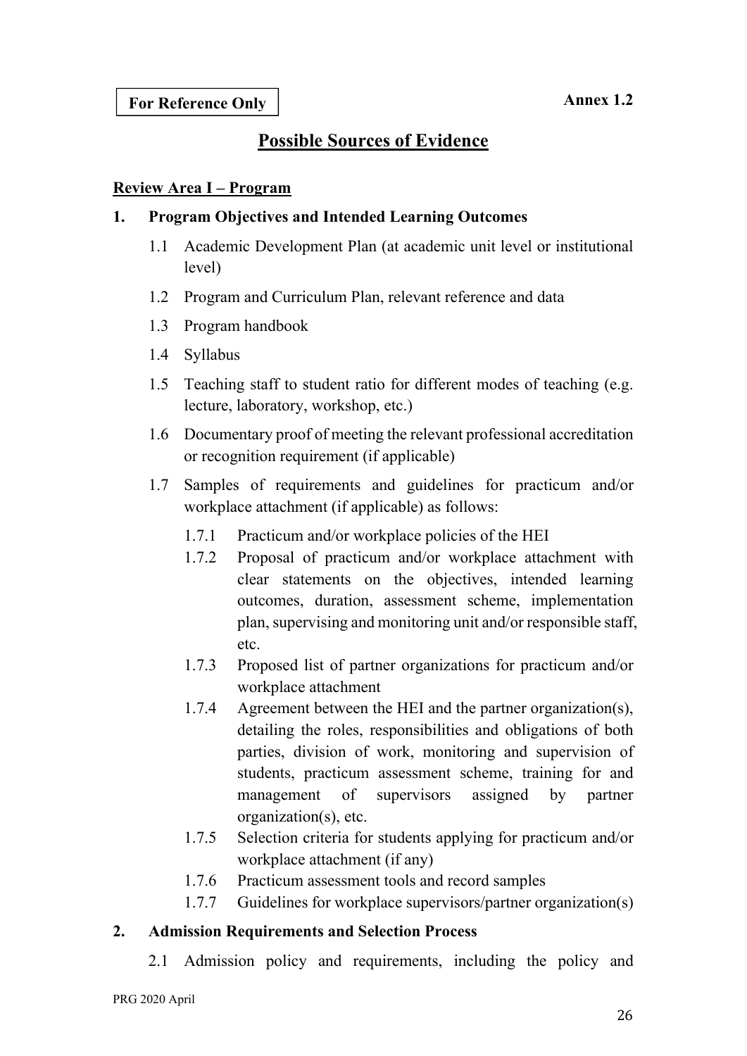**For Reference Only**

**Annex 1.2**

# Possible Sources of Evidence

## Review Area I – Program

### 1. Program Objectives and Intended Learning Outcomes

1.1 Academic Development Plan (at academic unit level or institutional level)

1.2 Program and Curriculum Plan, relevant reference and data

1.3 Program handbook

1.4 Syllabus

1.5 Teaching staff to student ratio for different modes of teaching (e.g. lecture, laboratory, workshop, etc.)

1.6 Documentary proof of meeting the relevant professional accreditation or recognition requirement (if applicable)

1.7 Samples of requirements and guidelines for practicum and/or workplace attachment (if applicable) as follows:

1.7.1 Practicum and/or workplace policies of the HEI

1.7.2 Proposal of practicum and/or workplace attachment with clear statements on the objectives, intended learning outcomes, duration, assessment scheme, implementation plan, supervising and monitoring unit and/or responsible staff, etc.

1.7.3 Proposed list of partner organizations for practicum and/or workplace attachment

1.7.4 Agreement between the HEI and the partner organization(s), detailing the roles, responsibilities and obligations of both parties, division of work, monitoring and supervision of students, practicum assessment scheme, training for and management of supervisors assigned by partner organization(s), etc.

1.7.5 Selection criteria for students applying for practicum and/or workplace attachment (if any)

1.7.6 Practicum assessment tools and record samples

1.7.7 Guidelines for workplace supervisors/partner organization(s)

### 2. Admission Requirements and Selection Process

2.1 Admission policy and requirements, including the policy and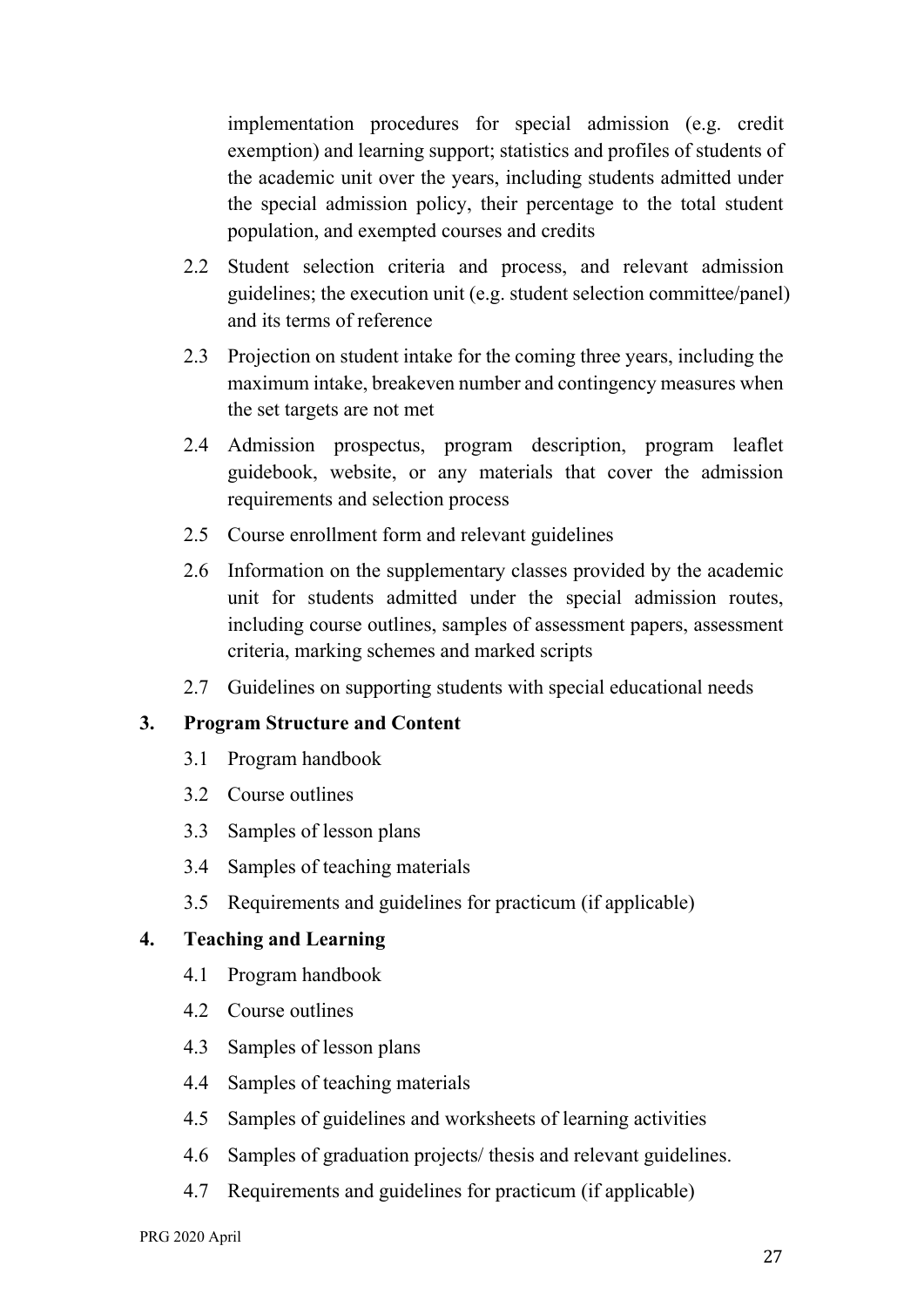implementation procedures for special admission (e.g. credit exemption) and learning support; statistics and profiles of students of the academic unit over the years, including students admitted under the special admission policy, their percentage to the total student population, and exempted courses and credits

2.2 Student selection criteria and process, and relevant admission guidelines; the execution unit (e.g. student selection committee/panel) and its terms of reference

2.3 Projection on student intake for the coming three years, including the maximum intake, breakeven number and contingency measures when the set targets are not met

2.4 Admission prospectus, program description, program leaflet guidebook, website, or any materials that cover the admission requirements and selection process

2.5 Course enrollment form and relevant guidelines

2.6 Information on the supplementary classes provided by the academic unit for students admitted under the special admission routes, including course outlines, samples of assessment papers, assessment criteria, marking schemes and marked scripts

2.7 Guidelines on supporting students with special educational needs

**3. Program Structure and Content**

3.1 Program handbook

3.2 Course outlines

3.3 Samples of lesson plans

3.4 Samples of teaching materials

3.5 Requirements and guidelines for practicum (if applicable)

**4. Teaching and Learning**

4.1 Program handbook

4.2 Course outlines

4.3 Samples of lesson plans

4.4 Samples of teaching materials

4.5 Samples of guidelines and worksheets of learning activities

4.6 Samples of graduation projects/ thesis and relevant guidelines.

4.7 Requirements and guidelines for practicum (if applicable)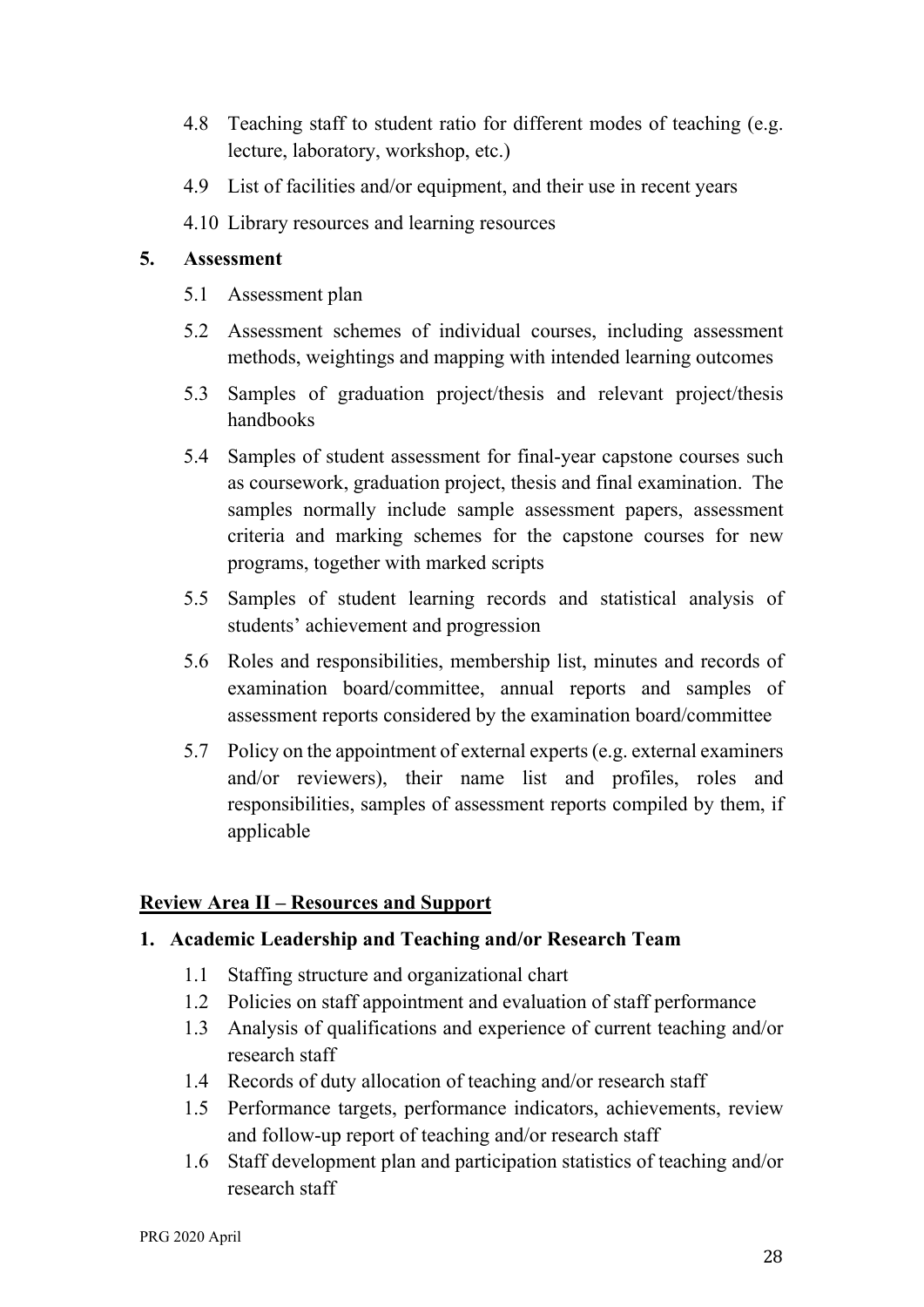4.8 Teaching staff to student ratio for different modes of teaching (e.g. lecture, laboratory, workshop, etc.)

4.9 List of facilities and/or equipment, and their use in recent years

4.10 Library resources and learning resources

**5. Assessment**

5.1 Assessment plan

5.2 Assessment schemes of individual courses, including assessment methods, weightings and mapping with intended learning outcomes

5.3 Samples of graduation project/thesis and relevant project/thesis handbooks

5.4 Samples of student assessment for final-year capstone courses such as coursework, graduation project, thesis and final examination. The samples normally include sample assessment papers, assessment criteria and marking schemes for the capstone courses for new programs, together with marked scripts

5.5 Samples of student learning records and statistical analysis of students' achievement and progression

5.6 Roles and responsibilities, membership list, minutes and records of examination board/committee, annual reports and samples of assessment reports considered by the examination board/committee

5.7 Policy on the appointment of external experts (e.g. external examiners and/or reviewers), their name list and profiles, roles and responsibilities, samples of assessment reports compiled by them, if applicable

## **<u>Review Area II – Resources and Support</u>**

**1. Academic Leadership and Teaching and/or Research Team**

1.1 Staffing structure and organizational chart

1.2 Policies on staff appointment and evaluation of staff performance

1.3 Analysis of qualifications and experience of current teaching and/or research staff

1.4 Records of duty allocation of teaching and/or research staff

1.5 Performance targets, performance indicators, achievements, review and follow-up report of teaching and/or research staff

1.6 Staff development plan and participation statistics of teaching and/or research staff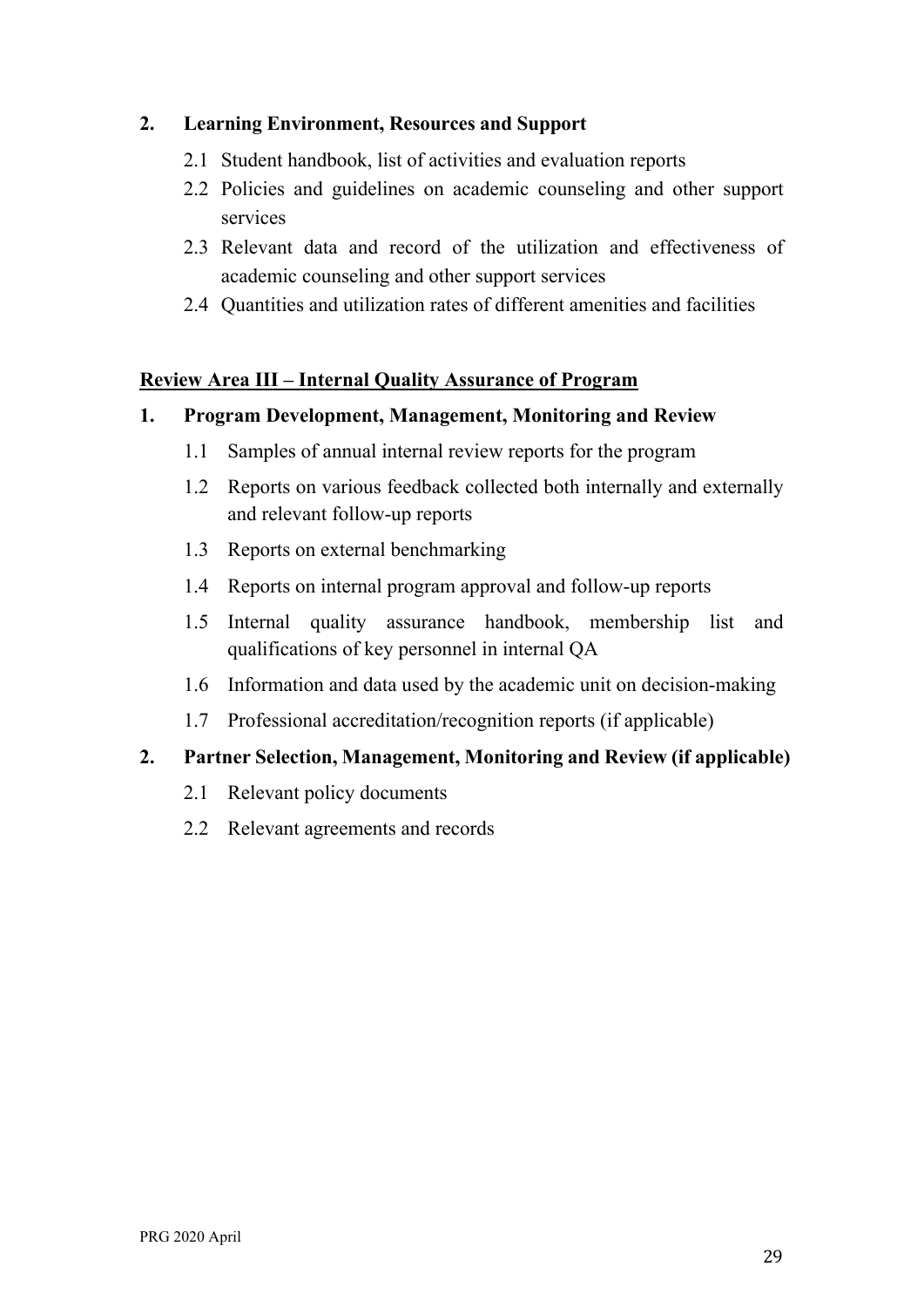**2. Learning Environment, Resources and Support**

- 2.1 Student handbook, list of activities and evaluation reports
- 2.2 Policies and guidelines on academic counseling and other support services
- 2.3 Relevant data and record of the utilization and effectiveness of academic counseling and other support services
- 2.4 Quantities and utilization rates of different amenities and facilities

**Review Area III – Internal Quality Assurance of Program**

**1. Program Development, Management, Monitoring and Review**

- 1.1 Samples of annual internal review reports for the program
- 1.2 Reports on various feedback collected both internally and externally and relevant follow-up reports
- 1.3 Reports on external benchmarking
- 1.4 Reports on internal program approval and follow-up reports
- 1.5 Internal quality assurance handbook, membership list and qualifications of key personnel in internal QA
- 1.6 Information and data used by the academic unit on decision-making
- 1.7 Professional accreditation/recognition reports (if applicable)

**2. Partner Selection, Management, Monitoring and Review (if applicable)**

- 2.1 Relevant policy documents
- 2.2 Relevant agreements and records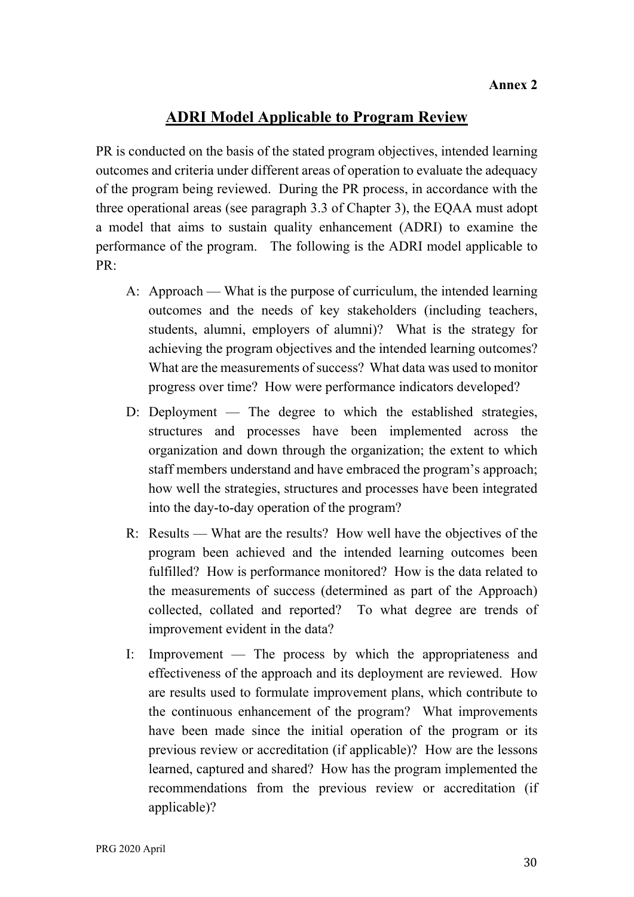**Annex 2**

## ADRI Model Applicable to Program Review

PR is conducted on the basis of the stated program objectives, intended learning outcomes and criteria under different areas of operation to evaluate the adequacy of the program being reviewed. During the PR process, in accordance with the three operational areas (see paragraph 3.3 of Chapter 3), the EQAA must adopt a model that aims to sustain quality enhancement (ADRI) to examine the performance of the program. The following is the ADRI model applicable to PR:

A: Approach — What is the purpose of curriculum, the intended learning outcomes and the needs of key stakeholders (including teachers, students, alumni, employers of alumni)? What is the strategy for achieving the program objectives and the intended learning outcomes? What are the measurements of success? What data was used to monitor progress over time? How were performance indicators developed?

D: Deployment — The degree to which the established strategies, structures and processes have been implemented across the organization and down through the organization; the extent to which staff members understand and have embraced the program's approach; how well the strategies, structures and processes have been integrated into the day-to-day operation of the program?

R: Results — What are the results? How well have the objectives of the program been achieved and the intended learning outcomes been fulfilled? How is performance monitored? How is the data related to the measurements of success (determined as part of the Approach) collected, collated and reported? To what degree are trends of improvement evident in the data?

I: Improvement — The process by which the appropriateness and effectiveness of the approach and its deployment are reviewed. How are results used to formulate improvement plans, which contribute to the continuous enhancement of the program? What improvements have been made since the initial operation of the program or its previous review or accreditation (if applicable)? How are the lessons learned, captured and shared? How has the program implemented the recommendations from the previous review or accreditation (if applicable)?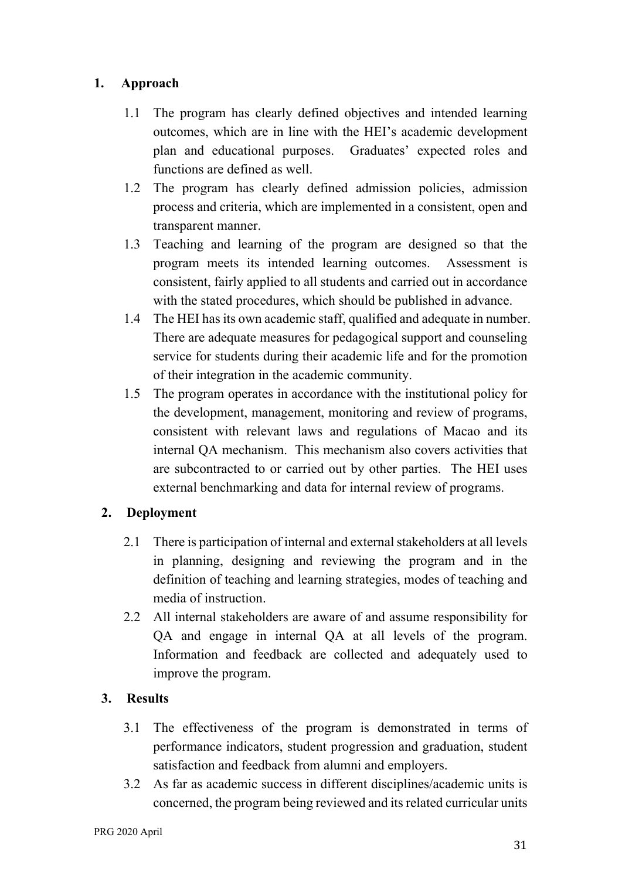1. **Approach**

   1.1 The program has clearly defined objectives and intended learning outcomes, which are in line with the HEI's academic development plan and educational purposes. Graduates' expected roles and functions are defined as well.

   1.2 The program has clearly defined admission policies, admission process and criteria, which are implemented in a consistent, open and transparent manner.

   1.3 Teaching and learning of the program are designed so that the program meets its intended learning outcomes. Assessment is consistent, fairly applied to all students and carried out in accordance with the stated procedures, which should be published in advance.

   1.4 The HEI has its own academic staff, qualified and adequate in number. There are adequate measures for pedagogical support and counseling service for students during their academic life and for the promotion of their integration in the academic community.

   1.5 The program operates in accordance with the institutional policy for the development, management, monitoring and review of programs, consistent with relevant laws and regulations of Macao and its internal QA mechanism. This mechanism also covers activities that are subcontracted to or carried out by other parties. The HEI uses external benchmarking and data for internal review of programs.

2. **Deployment**

   2.1 There is participation of internal and external stakeholders at all levels in planning, designing and reviewing the program and in the definition of teaching and learning strategies, modes of teaching and media of instruction.

   2.2 All internal stakeholders are aware of and assume responsibility for QA and engage in internal QA at all levels of the program. Information and feedback are collected and adequately used to improve the program.

3. **Results**

   3.1 The effectiveness of the program is demonstrated in terms of performance indicators, student progression and graduation, student satisfaction and feedback from alumni and employers.

   3.2 As far as academic success in different disciplines/academic units is concerned, the program being reviewed and its related curricular units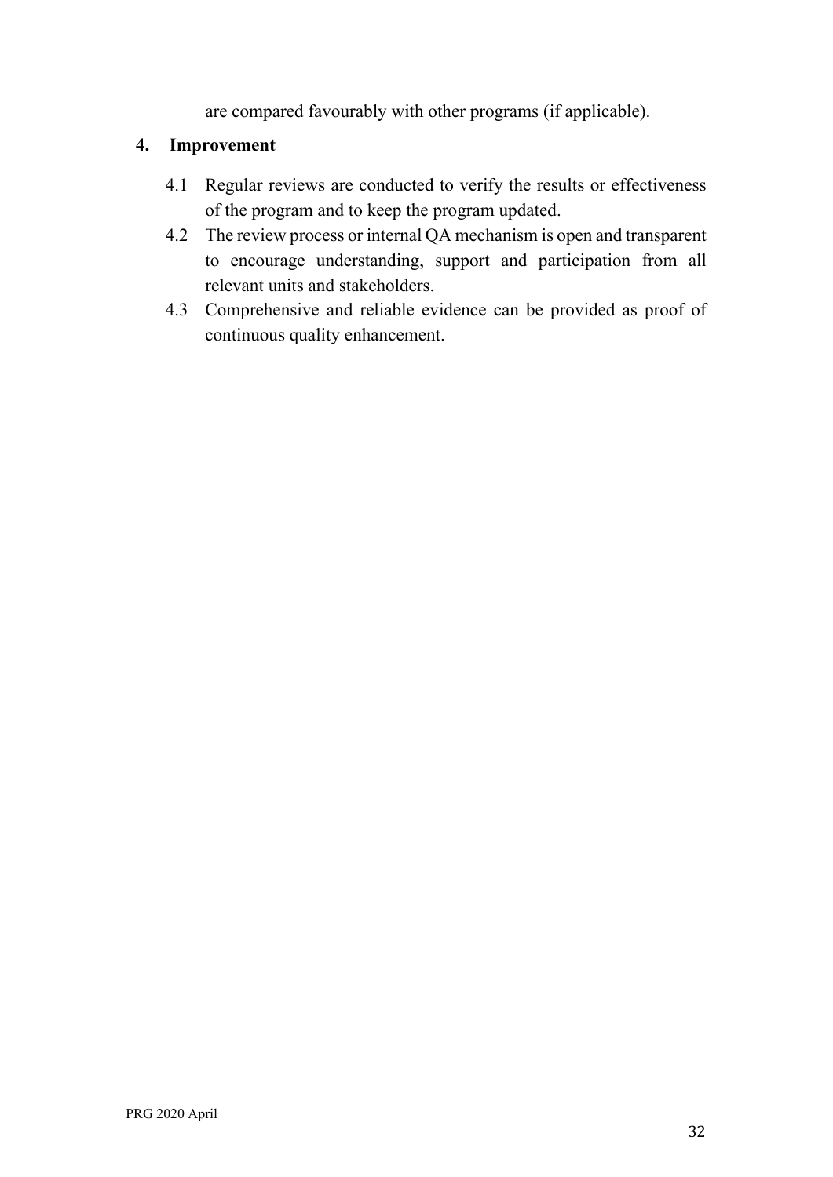are compared favourably with other programs (if applicable).

## 4. Improvement

4.1 Regular reviews are conducted to verify the results or effectiveness of the program and to keep the program updated.

4.2 The review process or internal QA mechanism is open and transparent to encourage understanding, support and participation from all relevant units and stakeholders.

4.3 Comprehensive and reliable evidence can be provided as proof of continuous quality enhancement.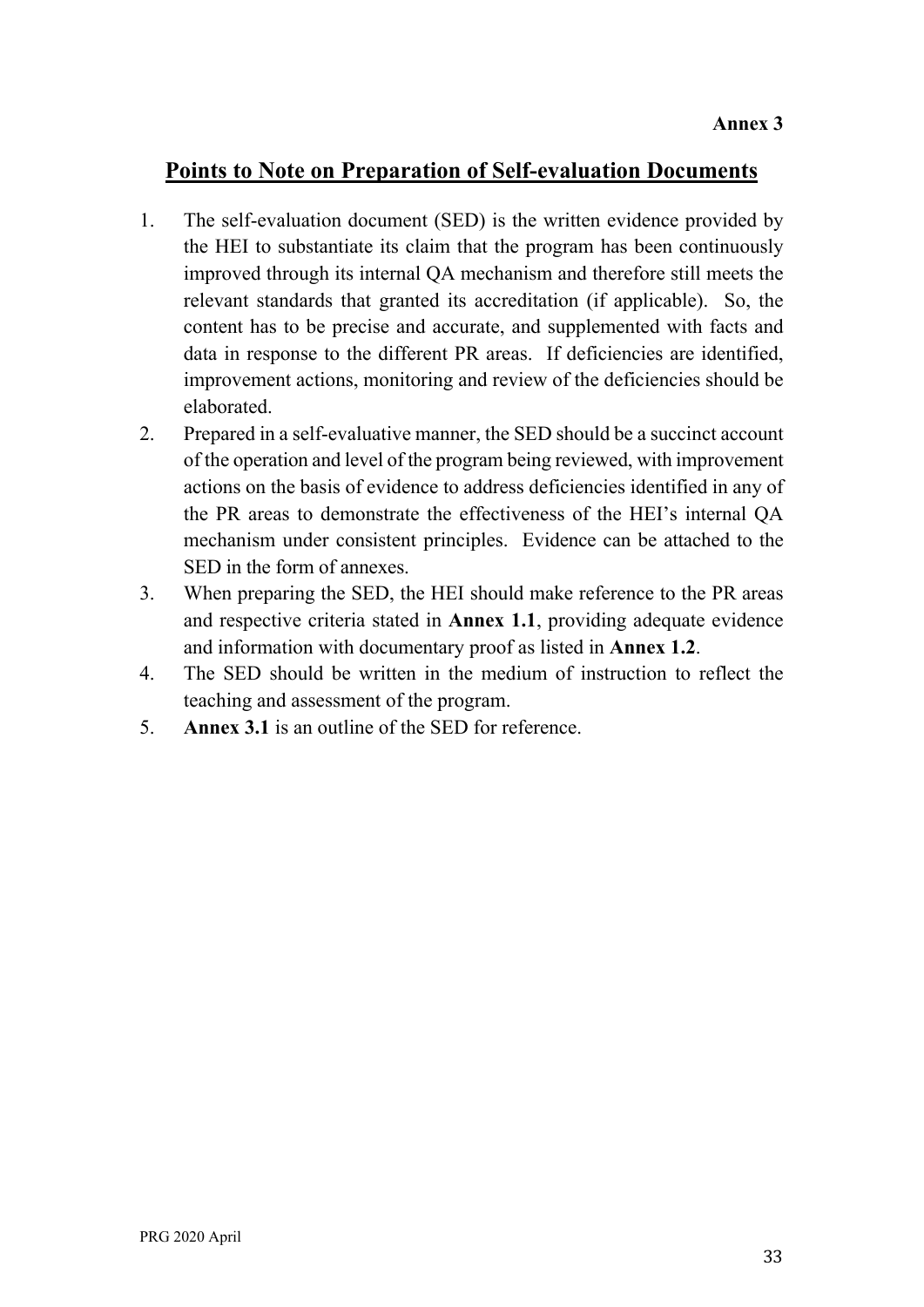**Annex 3**

# Points to Note on Preparation of Self-evaluation Documents

1. The self-evaluation document (SED) is the written evidence provided by the HEI to substantiate its claim that the program has been continuously improved through its internal QA mechanism and therefore still meets the relevant standards that granted its accreditation (if applicable). So, the content has to be precise and accurate, and supplemented with facts and data in response to the different PR areas. If deficiencies are identified, improvement actions, monitoring and review of the deficiencies should be elaborated.
2. Prepared in a self-evaluative manner, the SED should be a succinct account of the operation and level of the program being reviewed, with improvement actions on the basis of evidence to address deficiencies identified in any of the PR areas to demonstrate the effectiveness of the HEI's internal QA mechanism under consistent principles. Evidence can be attached to the SED in the form of annexes.
3. When preparing the SED, the HEI should make reference to the PR areas and respective criteria stated in **Annex 1.1**, providing adequate evidence and information with documentary proof as listed in **Annex 1.2**.
4. The SED should be written in the medium of instruction to reflect the teaching and assessment of the program.
5. **Annex 3.1** is an outline of the SED for reference.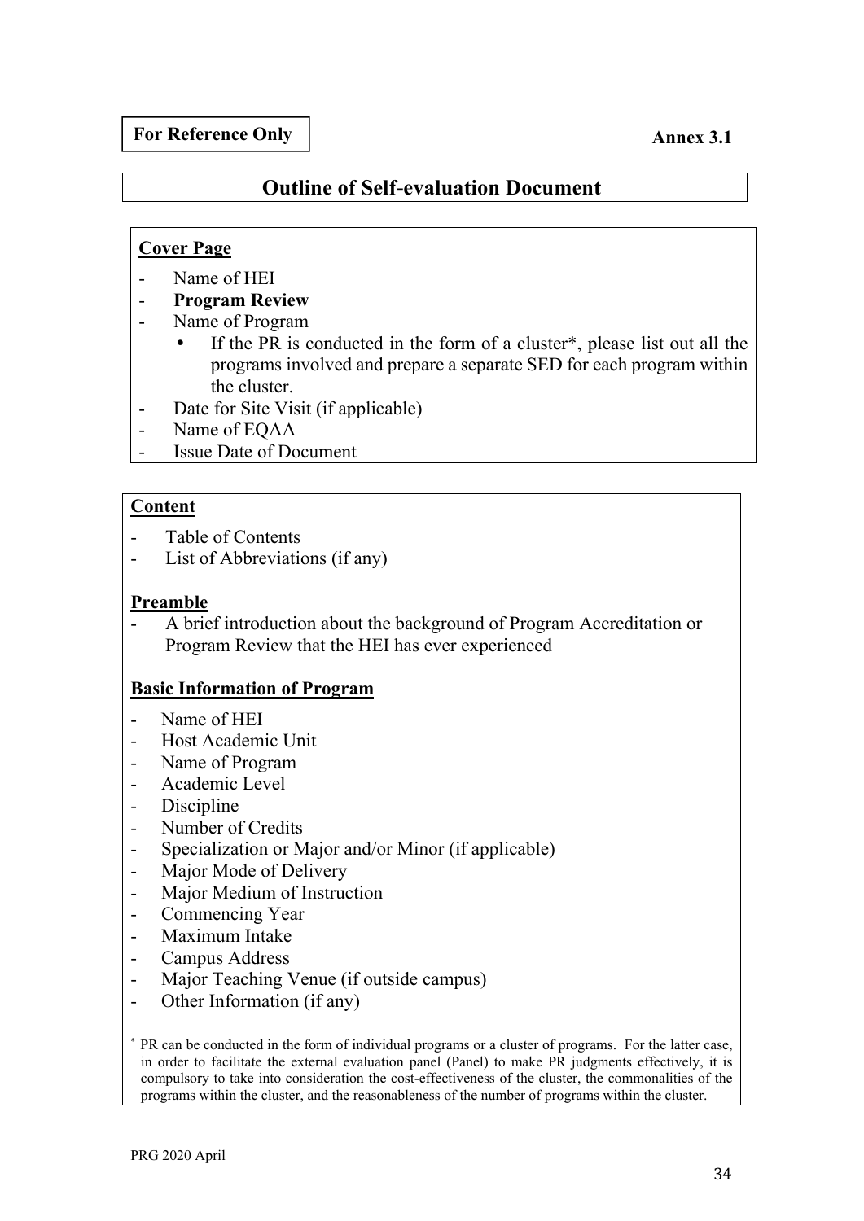**For Reference Only**

**Annex 3.1**

# Outline of Self-evaluation Document

## Cover Page

- Name of HEI
- **Program Review**
- Name of Program
  - If the PR is conducted in the form of a cluster*, please list out all the programs involved and prepare a separate SED for each program within the cluster.
- Date for Site Visit (if applicable)
- Name of EQAA
- Issue Date of Document

## Content

- Table of Contents
- List of Abbreviations (if any)

## Preamble

- A brief introduction about the background of Program Accreditation or Program Review that the HEI has ever experienced

## Basic Information of Program

- Name of HEI
- Host Academic Unit
- Name of Program
- Academic Level
- Discipline
- Number of Credits
- Specialization or Major and/or Minor (if applicable)
- Major Mode of Delivery
- Major Medium of Instruction
- Commencing Year
- Maximum Intake
- Campus Address
- Major Teaching Venue (if outside campus)
- Other Information (if any)

* PR can be conducted in the form of individual programs or a cluster of programs. For the latter case, in order to facilitate the external evaluation panel (Panel) to make PR judgments effectively, it is compulsory to take into consideration the cost-effectiveness of the cluster, the commonalities of the programs within the cluster, and the reasonableness of the number of programs within the cluster.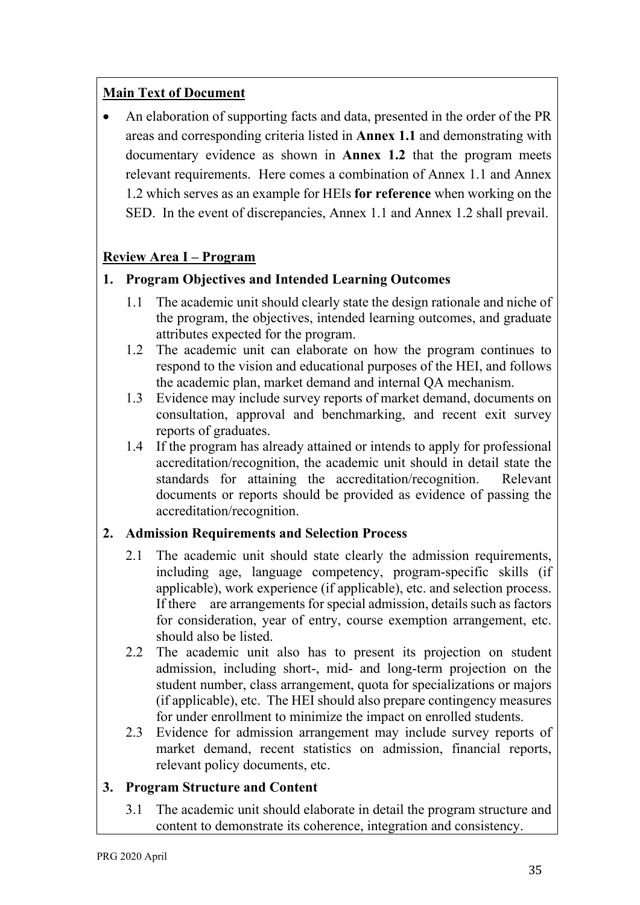**Main Text of Document**

- An elaboration of supporting facts and data, presented in the order of the PR areas and corresponding criteria listed in **Annex 1.1** and demonstrating with documentary evidence as shown in **Annex 1.2** that the program meets relevant requirements. Here comes a combination of Annex 1.1 and Annex 1.2 which serves as an example for HEIs **for reference** when working on the SED. In the event of discrepancies, Annex 1.1 and Annex 1.2 shall prevail.

**Review Area I – Program**

**1. Program Objectives and Intended Learning Outcomes**

1.1 The academic unit should clearly state the design rationale and niche of the program, the objectives, intended learning outcomes, and graduate attributes expected for the program.

1.2 The academic unit can elaborate on how the program continues to respond to the vision and educational purposes of the HEI, and follows the academic plan, market demand and internal QA mechanism.

1.3 Evidence may include survey reports of market demand, documents on consultation, approval and benchmarking, and recent exit survey reports of graduates.

1.4 If the program has already attained or intends to apply for professional accreditation/recognition, the academic unit should in detail state the standards for attaining the accreditation/recognition. Relevant documents or reports should be provided as evidence of passing the accreditation/recognition.

**2. Admission Requirements and Selection Process**

2.1 The academic unit should state clearly the admission requirements, including age, language competency, program-specific skills (if applicable), work experience (if applicable), etc. and selection process. If there are arrangements for special admission, details such as factors for consideration, year of entry, course exemption arrangement, etc. should also be listed.

2.2 The academic unit also has to present its projection on student admission, including short-, mid- and long-term projection on the student number, class arrangement, quota for specializations or majors (if applicable), etc. The HEI should also prepare contingency measures for under enrollment to minimize the impact on enrolled students.

2.3 Evidence for admission arrangement may include survey reports of market demand, recent statistics on admission, financial reports, relevant policy documents, etc.

**3. Program Structure and Content**

3.1 The academic unit should elaborate in detail the program structure and content to demonstrate its coherence, integration and consistency.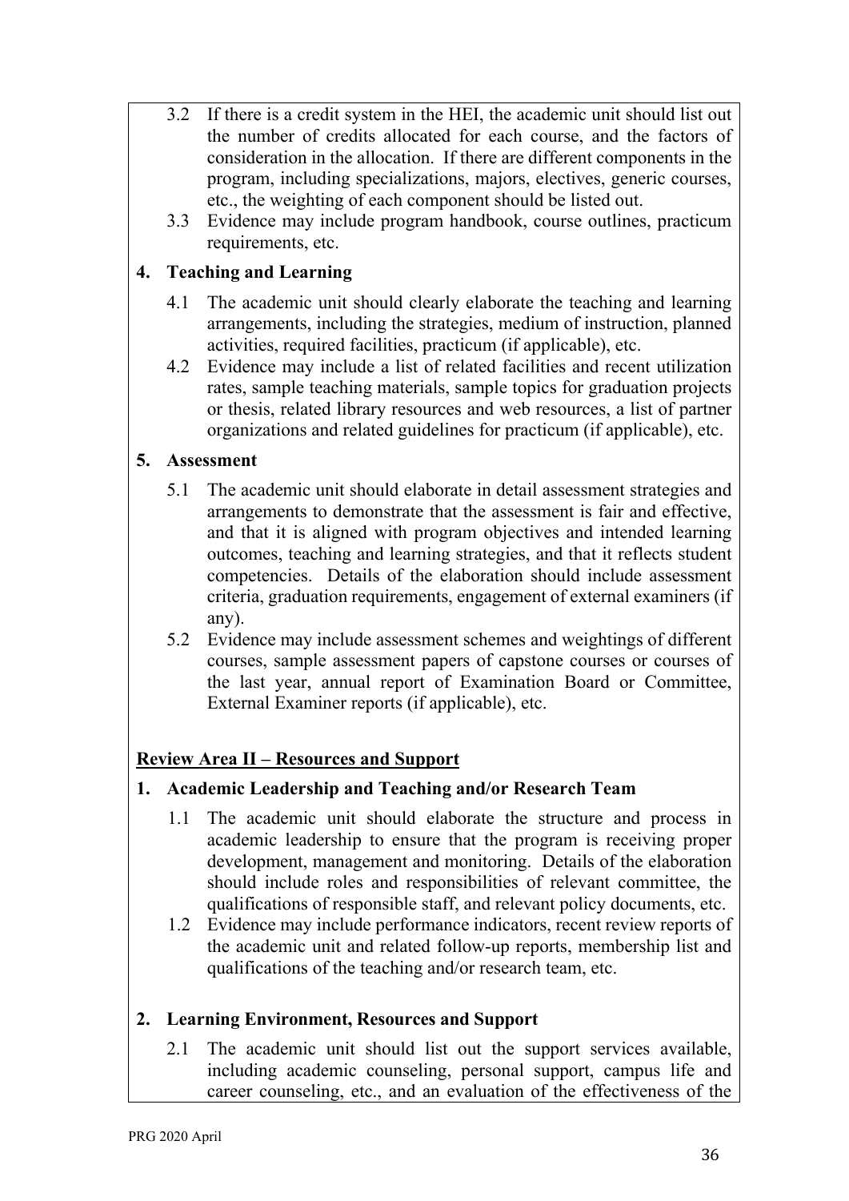3.2 If there is a credit system in the HEI, the academic unit should list out the number of credits allocated for each course, and the factors of consideration in the allocation. If there are different components in the program, including specializations, majors, electives, generic courses, etc., the weighting of each component should be listed out.

3.3 Evidence may include program handbook, course outlines, practicum requirements, etc.

**4. Teaching and Learning**

4.1 The academic unit should clearly elaborate the teaching and learning arrangements, including the strategies, medium of instruction, planned activities, required facilities, practicum (if applicable), etc.

4.2 Evidence may include a list of related facilities and recent utilization rates, sample teaching materials, sample topics for graduation projects or thesis, related library resources and web resources, a list of partner organizations and related guidelines for practicum (if applicable), etc.

**5. Assessment**

5.1 The academic unit should elaborate in detail assessment strategies and arrangements to demonstrate that the assessment is fair and effective, and that it is aligned with program objectives and intended learning outcomes, teaching and learning strategies, and that it reflects student competencies. Details of the elaboration should include assessment criteria, graduation requirements, engagement of external examiners (if any).

5.2 Evidence may include assessment schemes and weightings of different courses, sample assessment papers of capstone courses or courses of the last year, annual report of Examination Board or Committee, External Examiner reports (if applicable), etc.

**Review Area II – Resources and Support**

**1. Academic Leadership and Teaching and/or Research Team**

1.1 The academic unit should elaborate the structure and process in academic leadership to ensure that the program is receiving proper development, management and monitoring. Details of the elaboration should include roles and responsibilities of relevant committee, the qualifications of responsible staff, and relevant policy documents, etc.

1.2 Evidence may include performance indicators, recent review reports of the academic unit and related follow-up reports, membership list and qualifications of the teaching and/or research team, etc.

**2. Learning Environment, Resources and Support**

2.1 The academic unit should list out the support services available, including academic counseling, personal support, campus life and career counseling, etc., and an evaluation of the effectiveness of the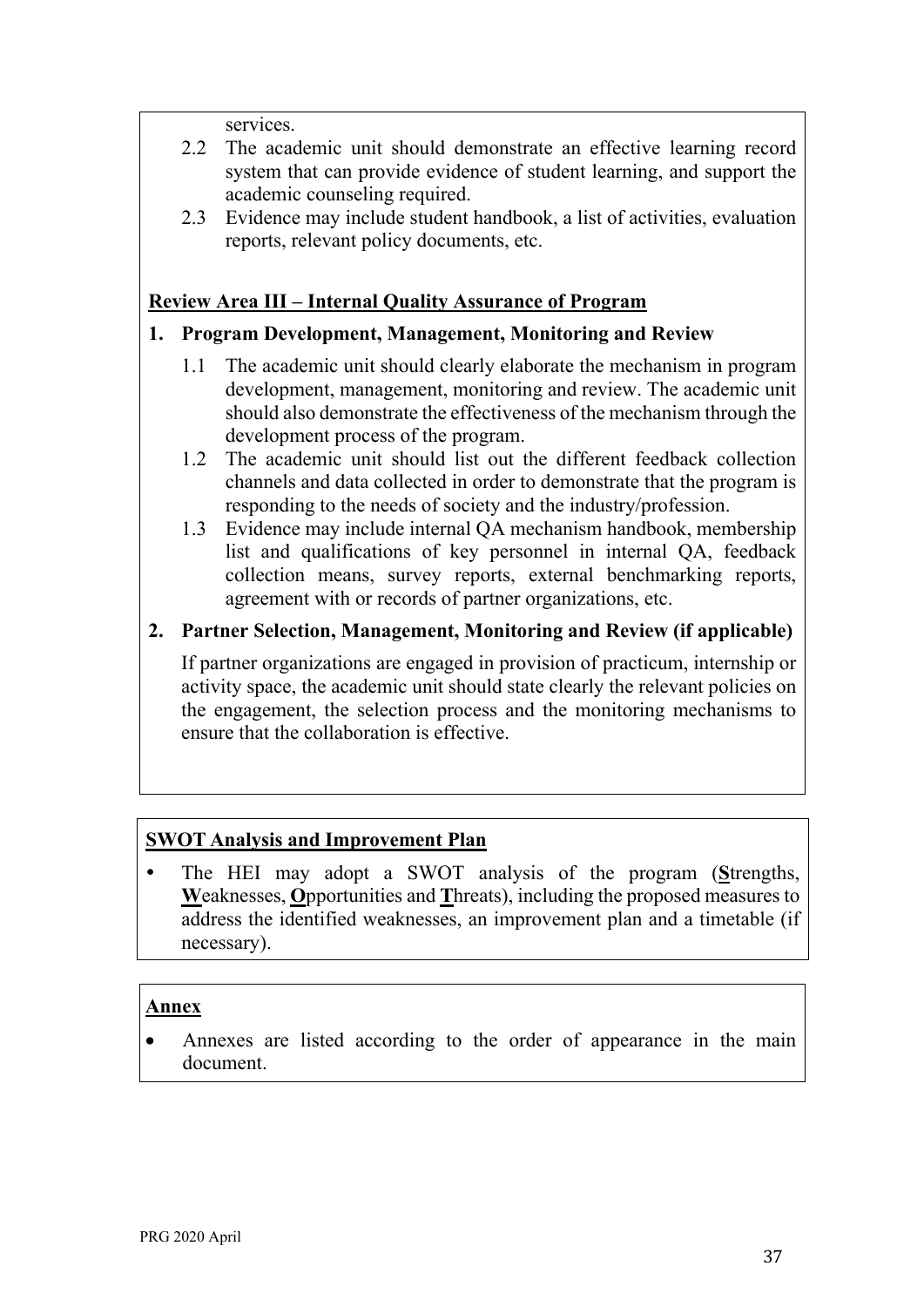services.

2.2 The academic unit should demonstrate an effective learning record system that can provide evidence of student learning, and support the academic counseling required.

2.3 Evidence may include student handbook, a list of activities, evaluation reports, relevant policy documents, etc.

## Review Area III – Internal Quality Assurance of Program

**1. Program Development, Management, Monitoring and Review**

1.1 The academic unit should clearly elaborate the mechanism in program development, management, monitoring and review. The academic unit should also demonstrate the effectiveness of the mechanism through the development process of the program.

1.2 The academic unit should list out the different feedback collection channels and data collected in order to demonstrate that the program is responding to the needs of society and the industry/profession.

1.3 Evidence may include internal QA mechanism handbook, membership list and qualifications of key personnel in internal QA, feedback collection means, survey reports, external benchmarking reports, agreement with or records of partner organizations, etc.

**2. Partner Selection, Management, Monitoring and Review (if applicable)**

If partner organizations are engaged in provision of practicum, internship or activity space, the academic unit should state clearly the relevant policies on the engagement, the selection process and the monitoring mechanisms to ensure that the collaboration is effective.

## SWOT Analysis and Improvement Plan

- The HEI may adopt a SWOT analysis of the program (**S**trengths, **W**eaknesses, **O**pportunities and **T**hreats), including the proposed measures to address the identified weaknesses, an improvement plan and a timetable (if necessary).

## Annex

- Annexes are listed according to the order of appearance in the main document.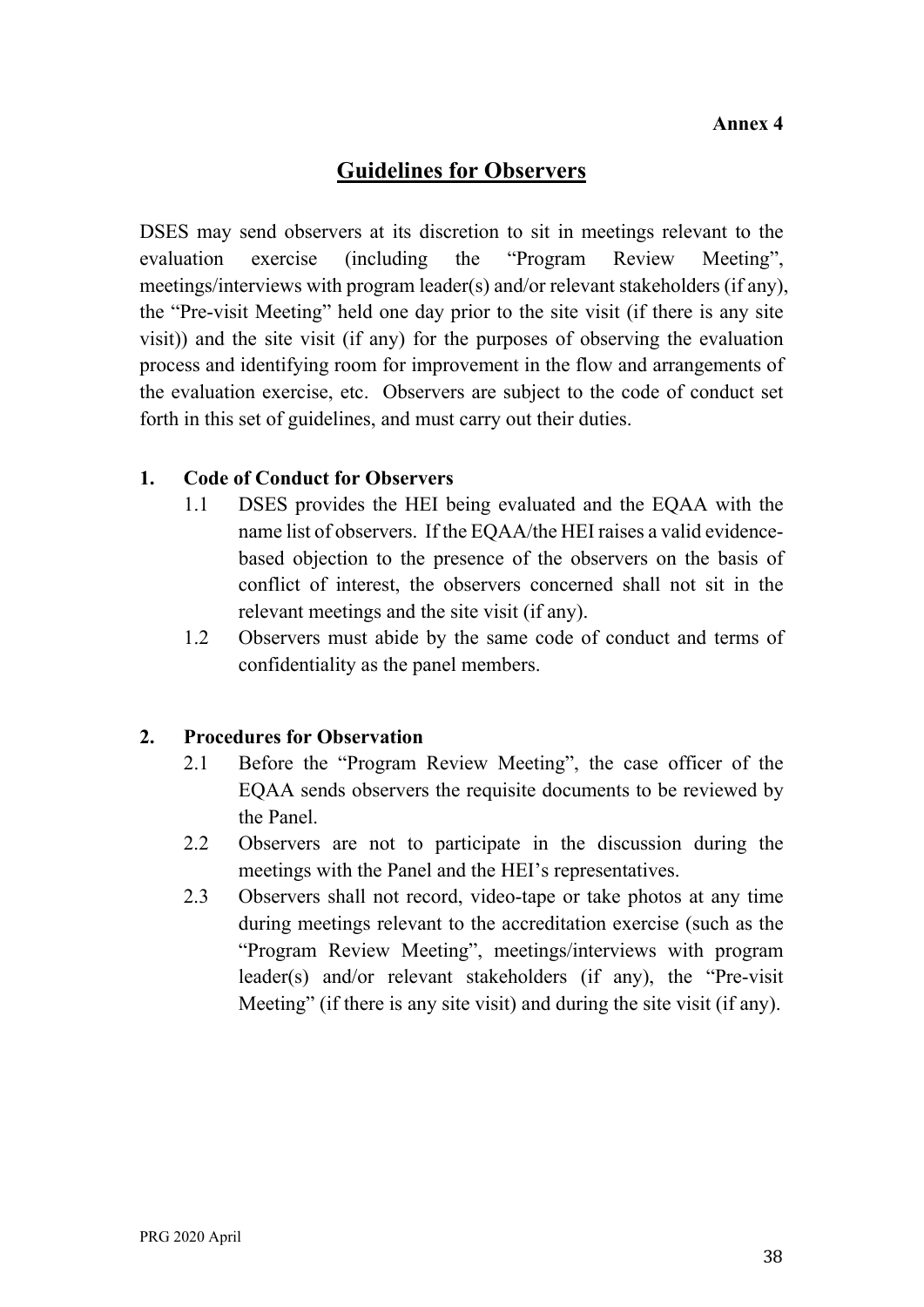**Annex 4**

# Guidelines for Observers

DSES may send observers at its discretion to sit in meetings relevant to the evaluation exercise (including the "Program Review Meeting", meetings/interviews with program leader(s) and/or relevant stakeholders (if any), the "Pre-visit Meeting" held one day prior to the site visit (if there is any site visit)) and the site visit (if any) for the purposes of observing the evaluation process and identifying room for improvement in the flow and arrangements of the evaluation exercise, etc. Observers are subject to the code of conduct set forth in this set of guidelines, and must carry out their duties.

## 1. Code of Conduct for Observers

1.1 DSES provides the HEI being evaluated and the EQAA with the name list of observers. If the EQAA/the HEI raises a valid evidence-based objection to the presence of the observers on the basis of conflict of interest, the observers concerned shall not sit in the relevant meetings and the site visit (if any).

1.2 Observers must abide by the same code of conduct and terms of confidentiality as the panel members.

## 2. Procedures for Observation

2.1 Before the "Program Review Meeting", the case officer of the EQAA sends observers the requisite documents to be reviewed by the Panel.

2.2 Observers are not to participate in the discussion during the meetings with the Panel and the HEI's representatives.

2.3 Observers shall not record, video-tape or take photos at any time during meetings relevant to the accreditation exercise (such as the "Program Review Meeting", meetings/interviews with program leader(s) and/or relevant stakeholders (if any), the "Pre-visit Meeting" (if there is any site visit) and during the site visit (if any).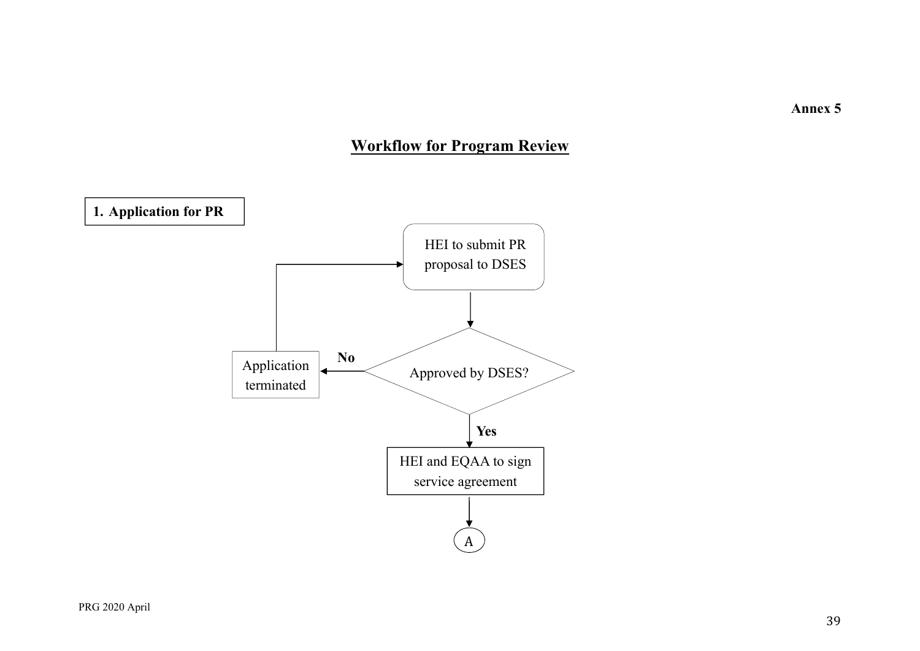Annex 5

## Workflow for Program Review

**1. Application for PR**

HEI to submit PR proposal to DSES

Approved by DSES?

**No**

Application terminated

**Yes**

HEI and EQAA to sign service agreement

A

PRG 2020 April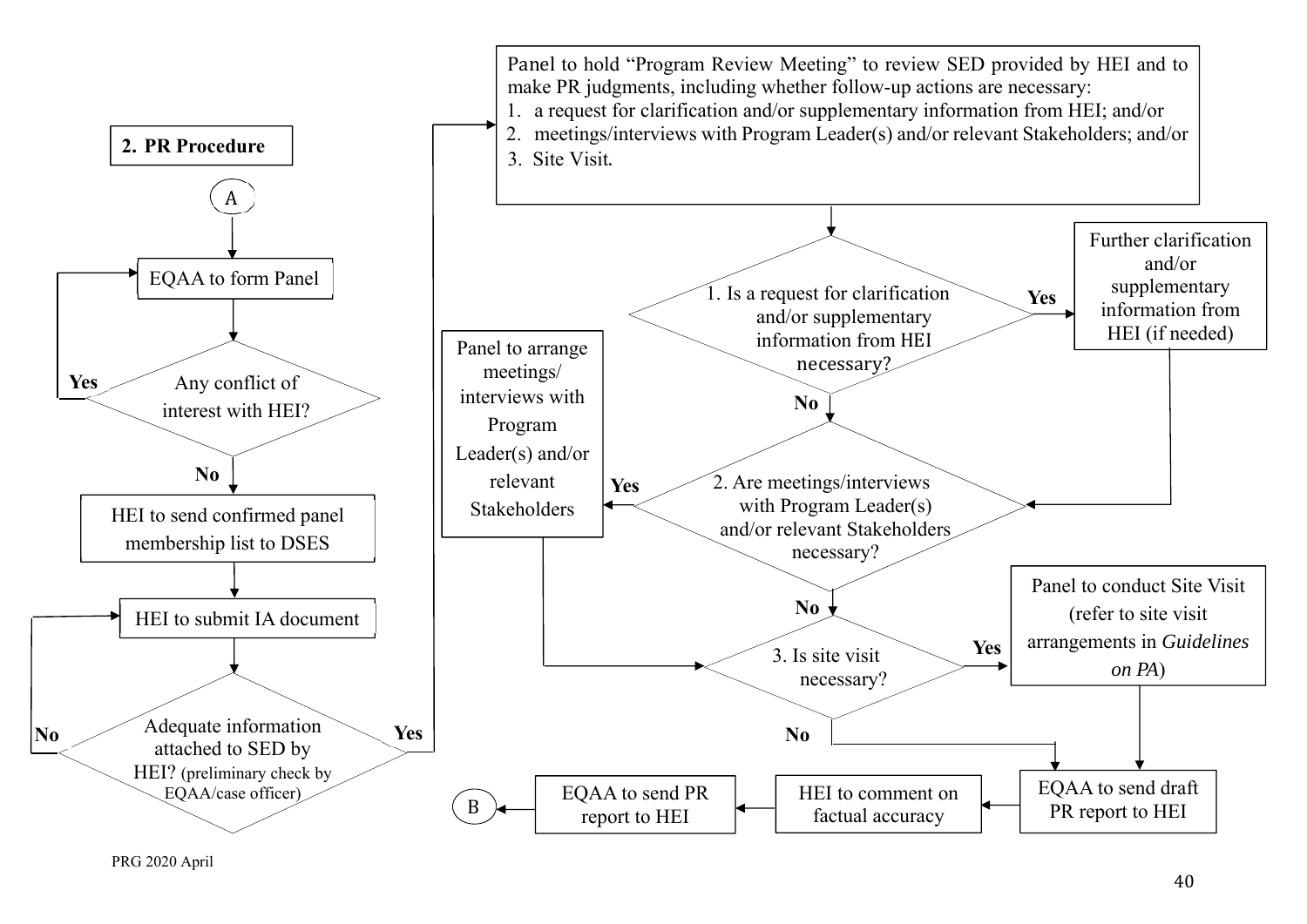**2. PR Procedure**

(A)

EQAA to form Panel

Any conflict of interest with HEI?

- Yes → EQAA to form Panel
- No → HEI to send confirmed panel membership list to DSES

HEI to submit IA document

Adequate information attached to SED by HEI? (preliminary check by EQAA/case officer)

- No → HEI to submit IA document
- Yes → Panel to hold "Program Review Meeting"

Panel to hold "Program Review Meeting" to review SED provided by HEI and to make PR judgments, including whether follow-up actions are necessary:

1. a request for clarification and/or supplementary information from HEI; and/or
2. meetings/interviews with Program Leader(s) and/or relevant Stakeholders; and/or
3. Site Visit.

1. Is a request for clarification and/or supplementary information from HEI necessary?

- Yes → Further clarification and/or supplementary information from HEI (if needed) → question 2
- No → question 2

2. Are meetings/interviews with Program Leader(s) and/or relevant Stakeholders necessary?

- Yes → Panel to arrange meetings/ interviews with Program Leader(s) and/or relevant Stakeholders → question 3
- No → question 3

3. Is site visit necessary?

- Yes → Panel to conduct Site Visit (refer to site visit arrangements in *Guidelines on PA*) → EQAA to send draft PR report to HEI
- No → EQAA to send draft PR report to HEI

EQAA to send draft PR report to HEI → HEI to comment on factual accuracy → EQAA to send PR report to HEI → (B)

PRG 2020 April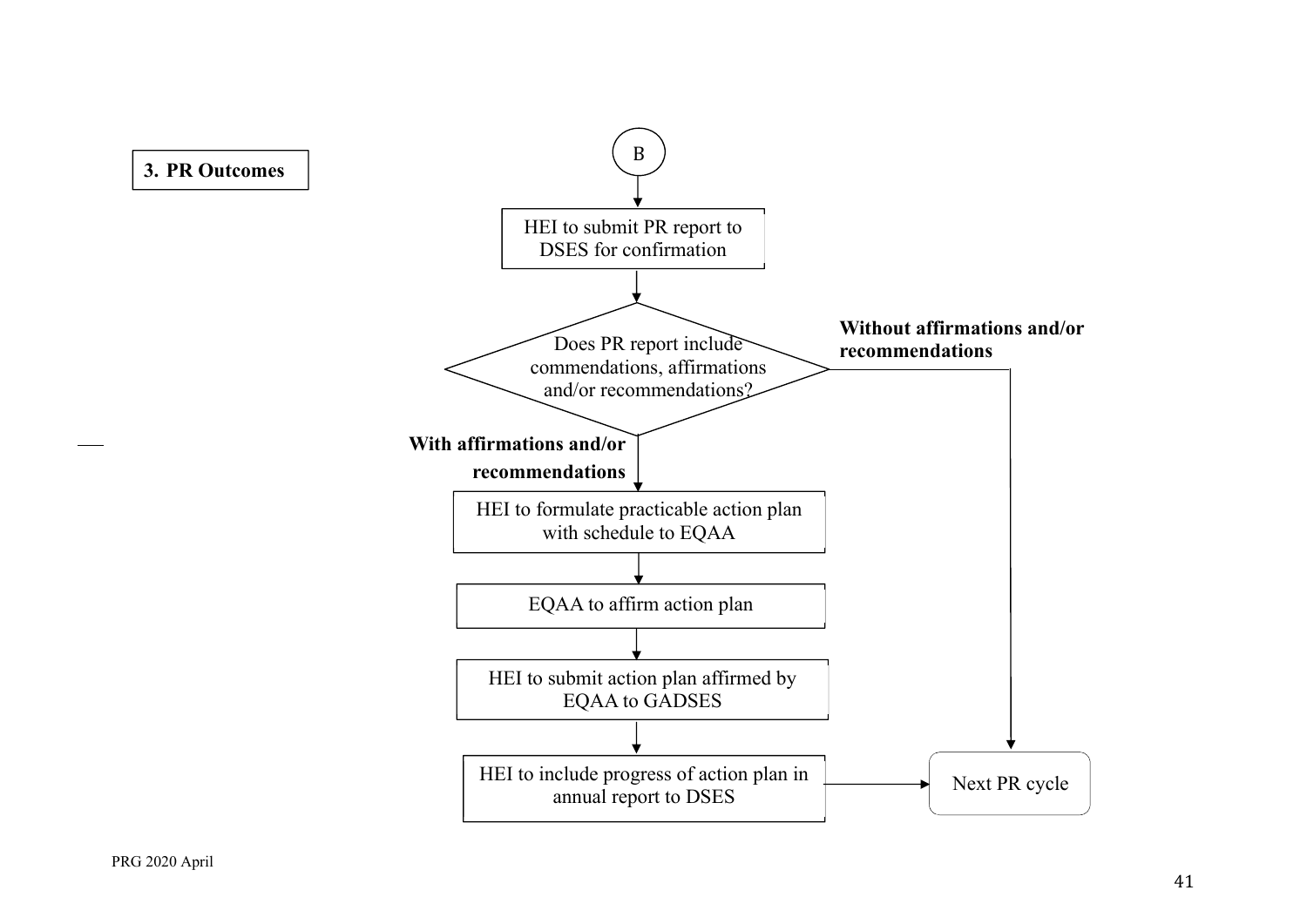## 3. PR Outcomes

(B)

↓

HEI to submit PR report to DSES for confirmation

↓

**Does PR report include commendations, affirmations and/or recommendations?**

- **With affirmations and/or recommendations** →
  - HEI to formulate practicable action plan with schedule to EQAA
  - ↓
  - EQAA to affirm action plan
  - ↓
  - HEI to submit action plan affirmed by EQAA to GADSES
  - ↓
  - HEI to include progress of action plan in annual report to DSES
  - → Next PR cycle
- **Without affirmations and/or recommendations** → Next PR cycle

PRG 2020 April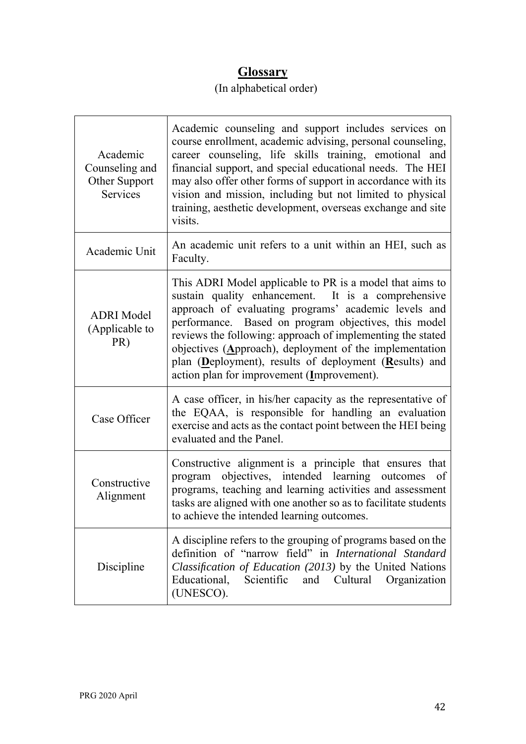# **Glossary**

(In alphabetical order)

| | |
|---|---|
| Academic Counseling and Other Support Services | Academic counseling and support includes services on course enrollment, academic advising, personal counseling, career counseling, life skills training, emotional and financial support, and special educational needs. The HEI may also offer other forms of support in accordance with its vision and mission, including but not limited to physical training, aesthetic development, overseas exchange and site visits. |
| Academic Unit | An academic unit refers to a unit within an HEI, such as Faculty. |
| ADRI Model (Applicable to PR) | This ADRI Model applicable to PR is a model that aims to sustain quality enhancement. It is a comprehensive approach of evaluating programs' academic levels and performance. Based on program objectives, this model reviews the following: approach of implementing the stated objectives (**A**pproach), deployment of the implementation plan (**D**eployment), results of deployment (**R**esults) and action plan for improvement (**I**mprovement). |
| Case Officer | A case officer, in his/her capacity as the representative of the EQAA, is responsible for handling an evaluation exercise and acts as the contact point between the HEI being evaluated and the Panel. |
| Constructive Alignment | Constructive alignment is a principle that ensures that program objectives, intended learning outcomes of programs, teaching and learning activities and assessment tasks are aligned with one another so as to facilitate students to achieve the intended learning outcomes. |
| Discipline | A discipline refers to the grouping of programs based on the definition of "narrow field" in *International Standard Classification of Education (2013)* by the United Nations Educational, Scientific and Cultural Organization (UNESCO). |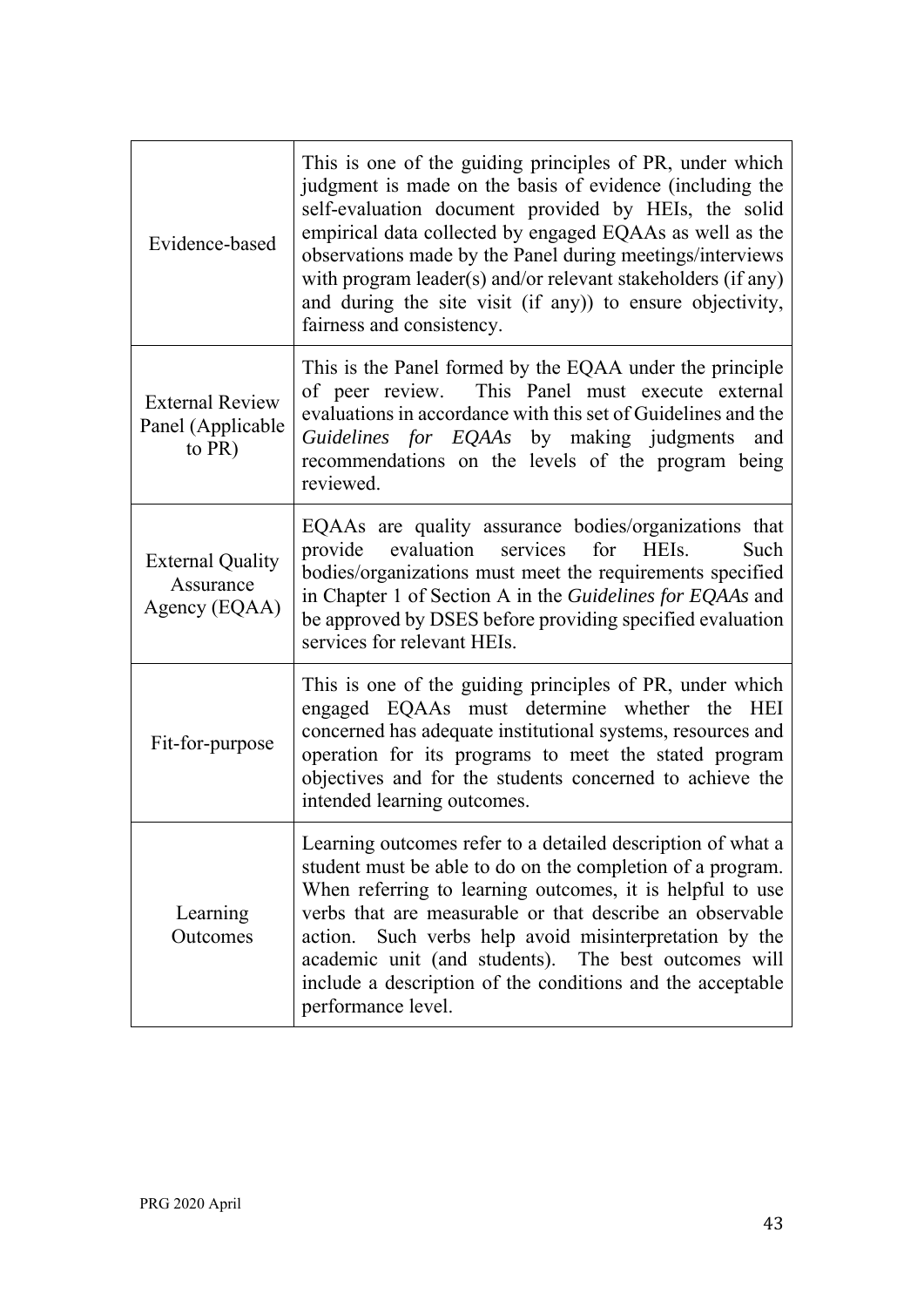| | |
|---|---|
| Evidence-based | This is one of the guiding principles of PR, under which judgment is made on the basis of evidence (including the self-evaluation document provided by HEIs, the solid empirical data collected by engaged EQAAs as well as the observations made by the Panel during meetings/interviews with program leader(s) and/or relevant stakeholders (if any) and during the site visit (if any)) to ensure objectivity, fairness and consistency. |
| External Review Panel (Applicable to PR) | This is the Panel formed by the EQAA under the principle of peer review. This Panel must execute external evaluations in accordance with this set of Guidelines and the *Guidelines for EQAAs* by making judgments and recommendations on the levels of the program being reviewed. |
| External Quality Assurance Agency (EQAA) | EQAAs are quality assurance bodies/organizations that provide evaluation services for HEIs. Such bodies/organizations must meet the requirements specified in Chapter 1 of Section A in the *Guidelines for EQAAs* and be approved by DSES before providing specified evaluation services for relevant HEIs. |
| Fit-for-purpose | This is one of the guiding principles of PR, under which engaged EQAAs must determine whether the HEI concerned has adequate institutional systems, resources and operation for its programs to meet the stated program objectives and for the students concerned to achieve the intended learning outcomes. |
| Learning Outcomes | Learning outcomes refer to a detailed description of what a student must be able to do on the completion of a program. When referring to learning outcomes, it is helpful to use verbs that are measurable or that describe an observable action. Such verbs help avoid misinterpretation by the academic unit (and students). The best outcomes will include a description of the conditions and the acceptable performance level. |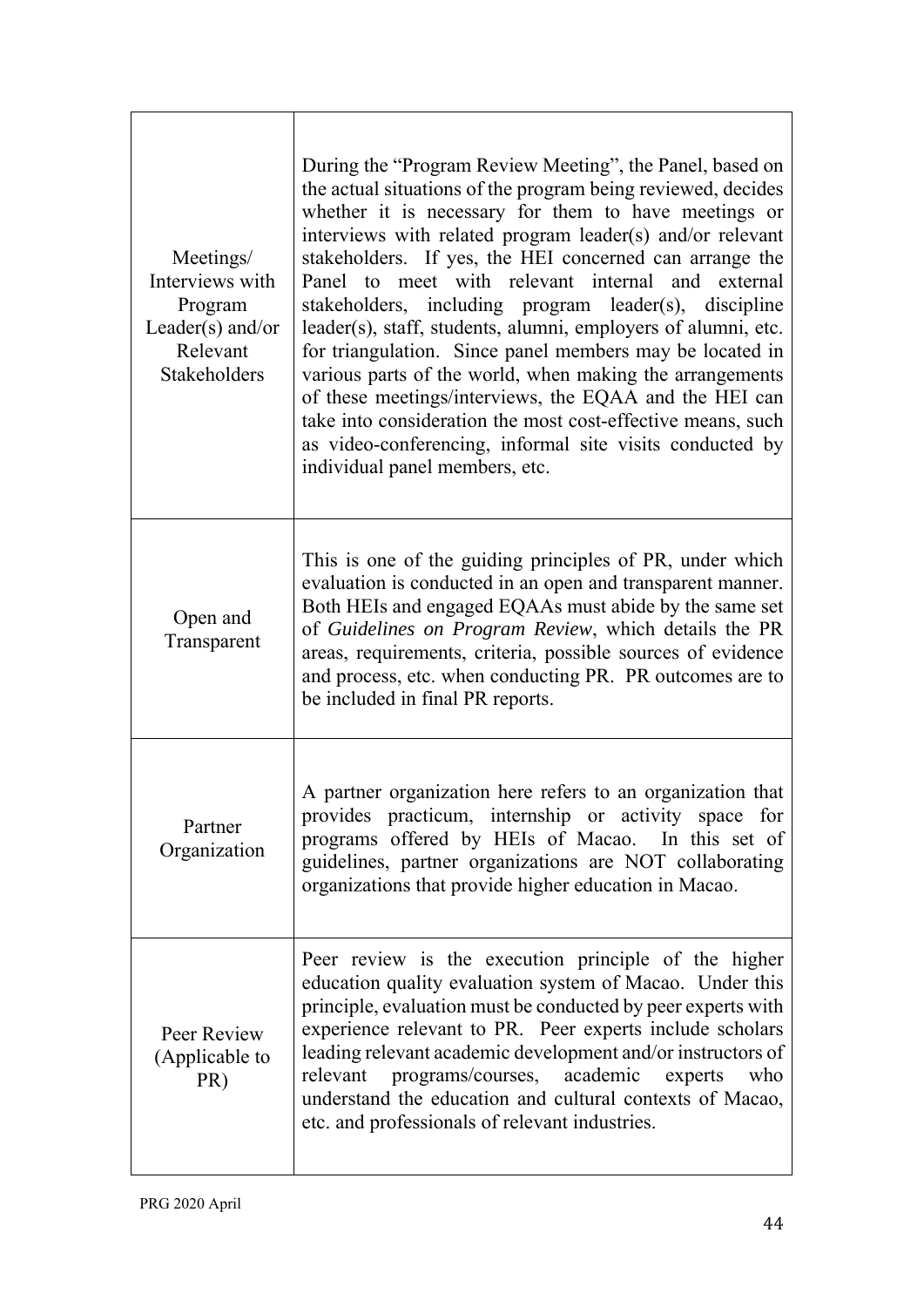| | |
|---|---|
| Meetings/ Interviews with Program Leader(s) and/or Relevant Stakeholders | During the "Program Review Meeting", the Panel, based on the actual situations of the program being reviewed, decides whether it is necessary for them to have meetings or interviews with related program leader(s) and/or relevant stakeholders. If yes, the HEI concerned can arrange the Panel to meet with relevant internal and external stakeholders, including program leader(s), discipline leader(s), staff, students, alumni, employers of alumni, etc. for triangulation. Since panel members may be located in various parts of the world, when making the arrangements of these meetings/interviews, the EQAA and the HEI can take into consideration the most cost-effective means, such as video-conferencing, informal site visits conducted by individual panel members, etc. |
| Open and Transparent | This is one of the guiding principles of PR, under which evaluation is conducted in an open and transparent manner. Both HEIs and engaged EQAAs must abide by the same set of *Guidelines on Program Review*, which details the PR areas, requirements, criteria, possible sources of evidence and process, etc. when conducting PR. PR outcomes are to be included in final PR reports. |
| Partner Organization | A partner organization here refers to an organization that provides practicum, internship or activity space for programs offered by HEIs of Macao. In this set of guidelines, partner organizations are NOT collaborating organizations that provide higher education in Macao. |
| Peer Review (Applicable to PR) | Peer review is the execution principle of the higher education quality evaluation system of Macao. Under this principle, evaluation must be conducted by peer experts with experience relevant to PR. Peer experts include scholars leading relevant academic development and/or instructors of relevant programs/courses, academic experts who understand the education and cultural contexts of Macao, etc. and professionals of relevant industries. |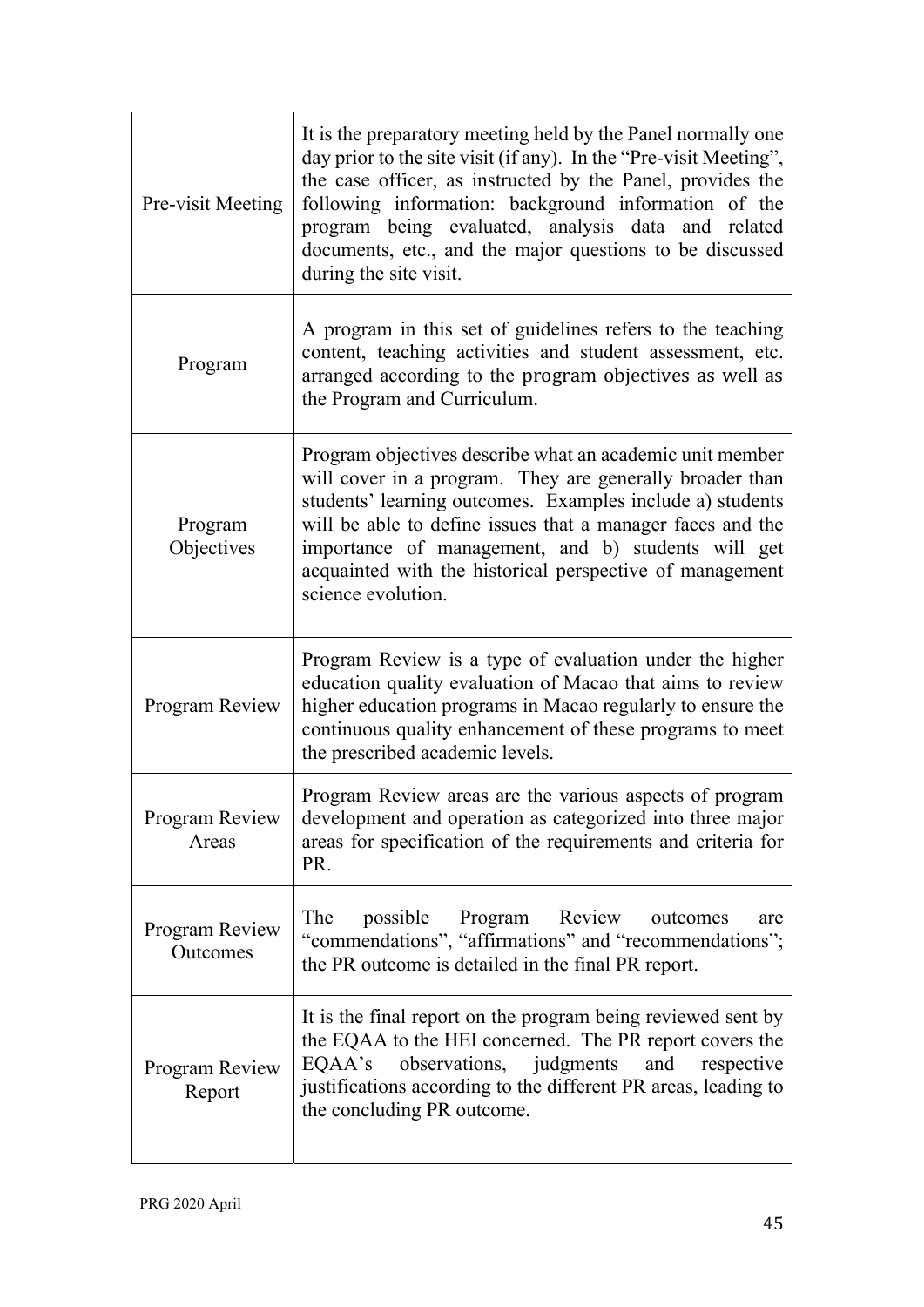| | |
|---|---|
| Pre-visit Meeting | It is the preparatory meeting held by the Panel normally one day prior to the site visit (if any). In the "Pre-visit Meeting", the case officer, as instructed by the Panel, provides the following information: background information of the program being evaluated, analysis data and related documents, etc., and the major questions to be discussed during the site visit. |
| Program | A program in this set of guidelines refers to the teaching content, teaching activities and student assessment, etc. arranged according to the program objectives as well as the Program and Curriculum. |
| Program Objectives | Program objectives describe what an academic unit member will cover in a program. They are generally broader than students' learning outcomes. Examples include a) students will be able to define issues that a manager faces and the importance of management, and b) students will get acquainted with the historical perspective of management science evolution. |
| Program Review | Program Review is a type of evaluation under the higher education quality evaluation of Macao that aims to review higher education programs in Macao regularly to ensure the continuous quality enhancement of these programs to meet the prescribed academic levels. |
| Program Review Areas | Program Review areas are the various aspects of program development and operation as categorized into three major areas for specification of the requirements and criteria for PR. |
| Program Review Outcomes | The possible Program Review outcomes are "commendations", "affirmations" and "recommendations"; the PR outcome is detailed in the final PR report. |
| Program Review Report | It is the final report on the program being reviewed sent by the EQAA to the HEI concerned. The PR report covers the EQAA's observations, judgments and respective justifications according to the different PR areas, leading to the concluding PR outcome. |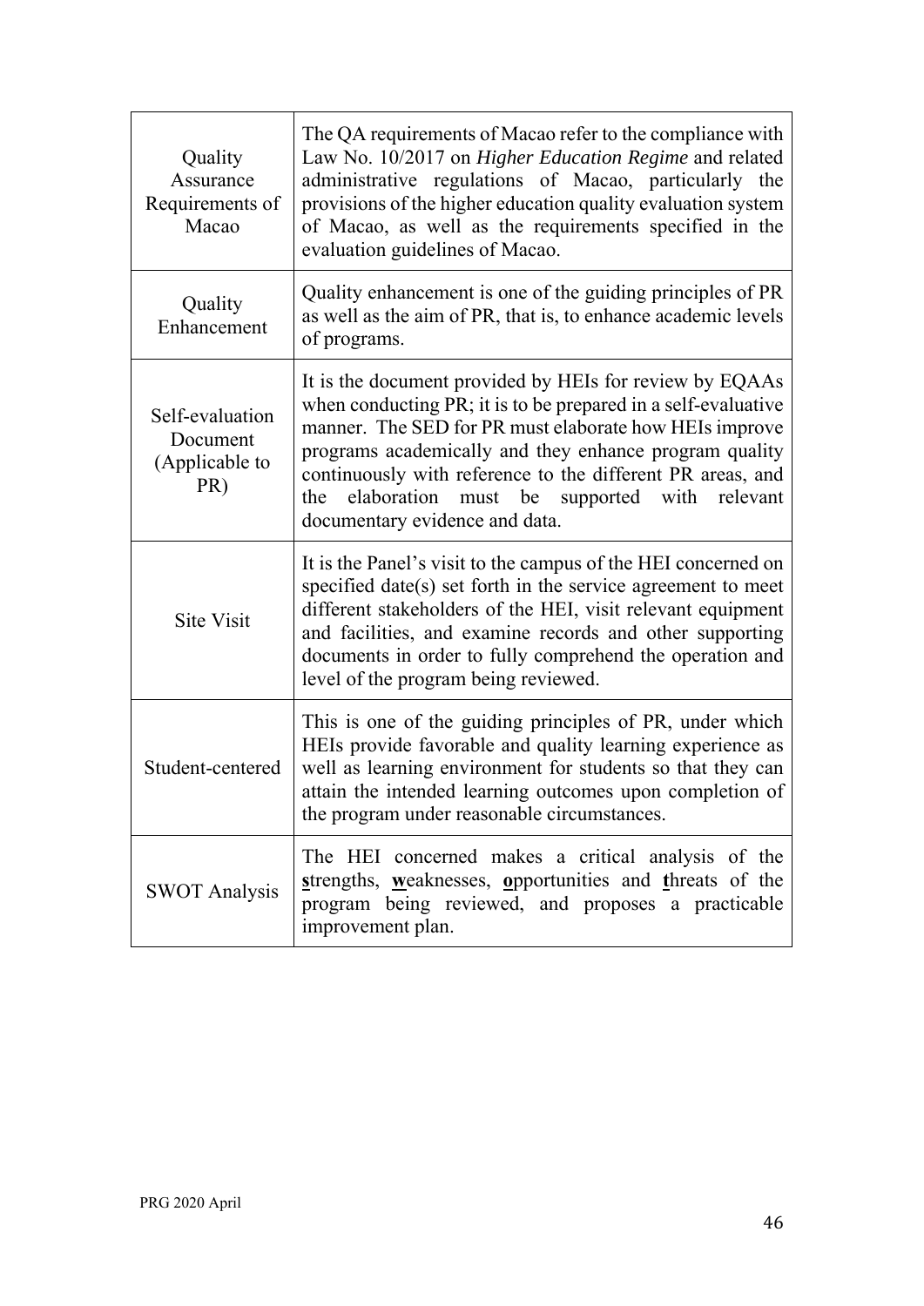| | |
|---|---|
| Quality Assurance Requirements of Macao | The QA requirements of Macao refer to the compliance with Law No. 10/2017 on *Higher Education Regime* and related administrative regulations of Macao, particularly the provisions of the higher education quality evaluation system of Macao, as well as the requirements specified in the evaluation guidelines of Macao. |
| Quality Enhancement | Quality enhancement is one of the guiding principles of PR as well as the aim of PR, that is, to enhance academic levels of programs. |
| Self-evaluation Document (Applicable to PR) | It is the document provided by HEIs for review by EQAAs when conducting PR; it is to be prepared in a self-evaluative manner. The SED for PR must elaborate how HEIs improve programs academically and they enhance program quality continuously with reference to the different PR areas, and the elaboration must be supported with relevant documentary evidence and data. |
| Site Visit | It is the Panel's visit to the campus of the HEI concerned on specified date(s) set forth in the service agreement to meet different stakeholders of the HEI, visit relevant equipment and facilities, and examine records and other supporting documents in order to fully comprehend the operation and level of the program being reviewed. |
| Student-centered | This is one of the guiding principles of PR, under which HEIs provide favorable and quality learning experience as well as learning environment for students so that they can attain the intended learning outcomes upon completion of the program under reasonable circumstances. |
| SWOT Analysis | The HEI concerned makes a critical analysis of the **s**trengths, **w**eaknesses, **o**pportunities and **t**hreats of the program being reviewed, and proposes a practicable improvement plan. |